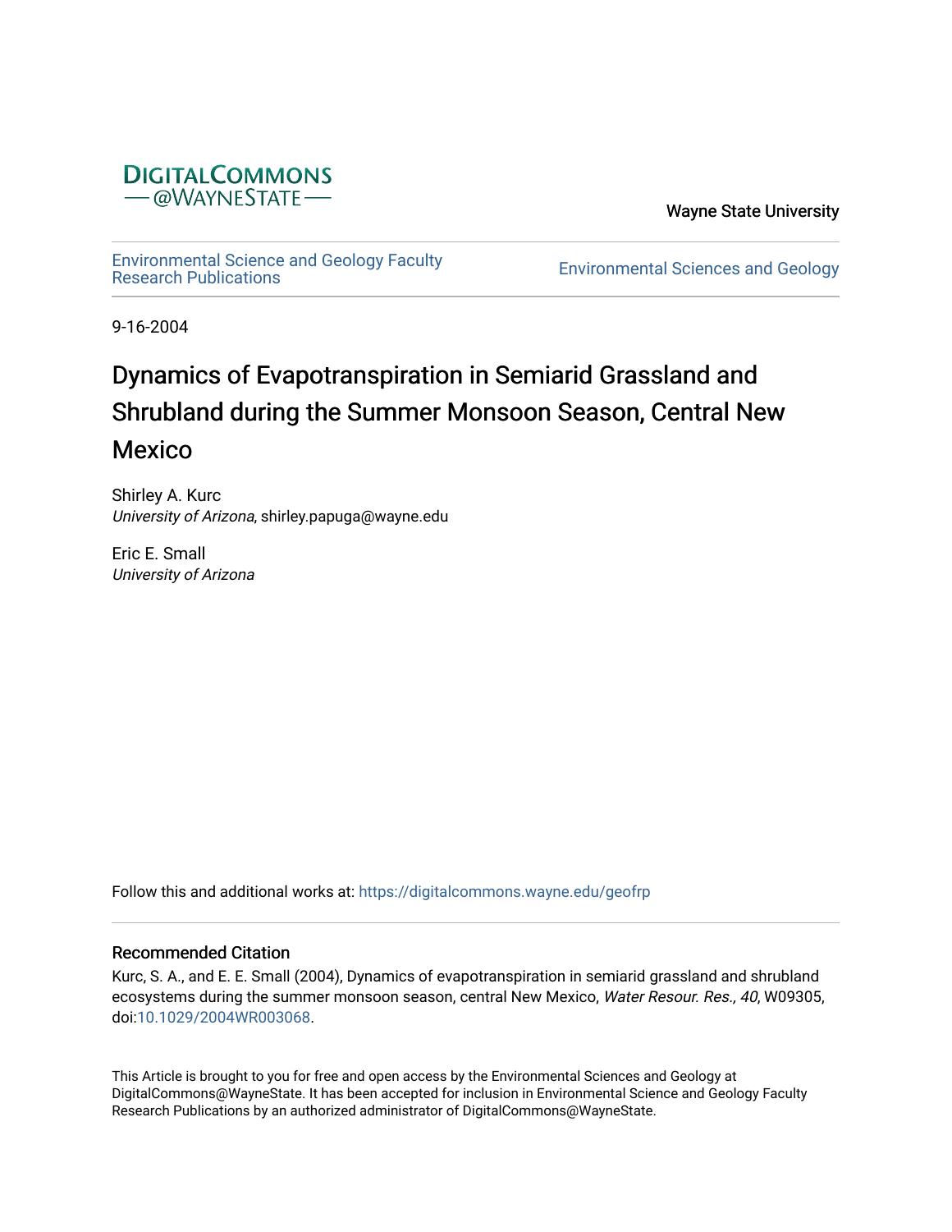DIGITALCOMMONS
@WAYNESTATE

Wayne State University

Environmental Science and Geology Faculty Research Publications

Environmental Sciences and Geology

9-16-2004

# Dynamics of Evapotranspiration in Semiarid Grassland and Shrubland during the Summer Monsoon Season, Central New Mexico

Shirley A. Kurc
*University of Arizona*, shirley.papuga@wayne.edu

Eric E. Small
*University of Arizona*

Follow this and additional works at: https://digitalcommons.wayne.edu/geofrp

## Recommended Citation

Kurc, S. A., and E. E. Small (2004), Dynamics of evapotranspiration in semiarid grassland and shrubland ecosystems during the summer monsoon season, central New Mexico, *Water Resour. Res., 40*, W09305, doi:10.1029/2004WR003068.

This Article is brought to you for free and open access by the Environmental Sciences and Geology at DigitalCommons@WayneState. It has been accepted for inclusion in Environmental Science and Geology Faculty Research Publications by an authorized administrator of DigitalCommons@WayneState.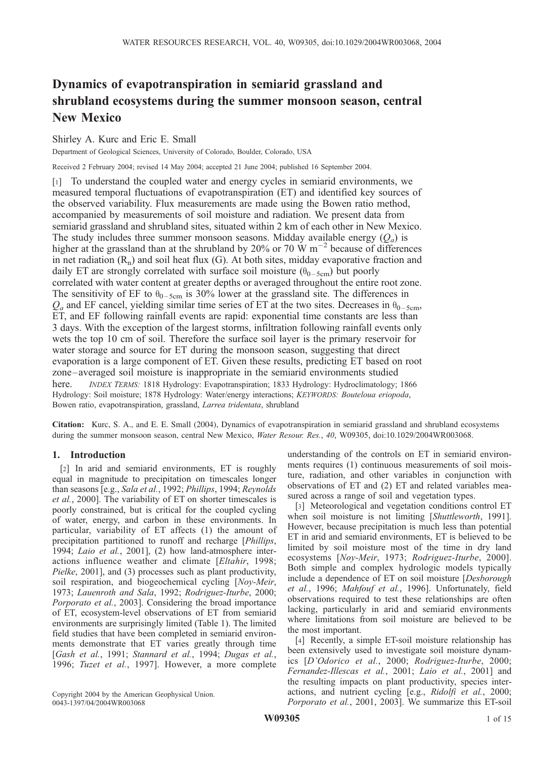# Dynamics of evapotranspiration in semiarid grassland and shrubland ecosystems during the summer monsoon season, central New Mexico

Shirley A. Kurc and Eric E. Small

Department of Geological Sciences, University of Colorado, Boulder, Colorado, USA

Received 2 February 2004; revised 14 May 2004; accepted 21 June 2004; published 16 September 2004.

[1] To understand the coupled water and energy cycles in semiarid environments, we measured temporal fluctuations of evapotranspiration (ET) and identified key sources of the observed variability. Flux measurements are made using the Bowen ratio method, accompanied by measurements of soil moisture and radiation. We present data from semiarid grassland and shrubland sites, situated within 2 km of each other in New Mexico. The study includes three summer monsoon seasons. Midday available energy ($Q_a$) is higher at the grassland than at the shrubland by 20% or 70 W m$^{-2}$ because of differences in net radiation ($R_n$) and soil heat flux (G). At both sites, midday evaporative fraction and daily ET are strongly correlated with surface soil moisture ($\theta_{0-5cm}$) but poorly correlated with water content at greater depths or averaged throughout the entire root zone. The sensitivity of EF to $\theta_{0-5cm}$ is 30% lower at the grassland site. The differences in $Q_a$ and EF cancel, yielding similar time series of ET at the two sites. Decreases in $\theta_{0-5cm}$, ET, and EF following rainfall events are rapid: exponential time constants are less than 3 days. With the exception of the largest storms, infiltration following rainfall events only wets the top 10 cm of soil. Therefore the surface soil layer is the primary reservoir for water storage and source for ET during the monsoon season, suggesting that direct evaporation is a large component of ET. Given these results, predicting ET based on root zone–averaged soil moisture is inappropriate in the semiarid environments studied here. *INDEX TERMS:* 1818 Hydrology: Evapotranspiration; 1833 Hydrology: Hydroclimatology; 1866 Hydrology: Soil moisture; 1878 Hydrology: Water/energy interactions; *KEYWORDS:* *Bouteloua eriopoda*, Bowen ratio, evapotranspiration, grassland, *Larrea tridentata*, shrubland

**Citation:** Kurc, S. A., and E. E. Small (2004), Dynamics of evapotranspiration in semiarid grassland and shrubland ecosystems during the summer monsoon season, central New Mexico, *Water Resour. Res.*, *40*, W09305, doi:10.1029/2004WR003068.

## 1. Introduction

[2] In arid and semiarid environments, ET is roughly equal in magnitude to precipitation on timescales longer than seasons [e.g., *Sala et al.*, 1992; *Phillips*, 1994; *Reynolds et al.*, 2000]. The variability of ET on shorter timescales is poorly constrained, but is critical for the coupled cycling of water, energy, and carbon in these environments. In particular, variability of ET affects (1) the amount of precipitation partitioned to runoff and recharge [*Phillips*, 1994; *Laio et al.*, 2001], (2) how land-atmosphere interactions influence weather and climate [*Eltahir*, 1998; *Pielke*, 2001], and (3) processes such as plant productivity, soil respiration, and biogeochemical cycling [*Noy-Meir*, 1973; *Lauenroth and Sala*, 1992; *Rodriguez-Iturbe*, 2000; *Porporato et al.*, 2003]. Considering the broad importance of ET, ecosystem-level observations of ET from semiarid environments are surprisingly limited (Table 1). The limited field studies that have been completed in semiarid environments demonstrate that ET varies greatly through time [*Gash et al.*, 1991; *Stannard et al.*, 1994; *Dugas et al.*, 1996; *Tuzet et al.*, 1997]. However, a more complete understanding of the controls on ET in semiarid environments requires (1) continuous measurements of soil moisture, radiation, and other variables in conjunction with observations of ET and (2) ET and related variables measured across a range of soil and vegetation types.

[3] Meteorological and vegetation conditions control ET when soil moisture is not limiting [*Shuttleworth*, 1991]. However, because precipitation is much less than potential ET in arid and semiarid environments, ET is believed to be limited by soil moisture most of the time in dry land ecosystems [*Noy-Meir*, 1973; *Rodriguez-Iturbe*, 2000]. Both simple and complex hydrologic models typically include a dependence of ET on soil moisture [*Desborough et al.*, 1996; *Mahfouf et al.*, 1996]. Unfortunately, field observations required to test these relationships are often lacking, particularly in arid and semiarid environments where limitations from soil moisture are believed to be the most important.

[4] Recently, a simple ET-soil moisture relationship has been extensively used to investigate soil moisture dynamics [*D'Odorico et al.*, 2000; *Rodriguez-Iturbe*, 2000; *Fernandez-Illescas et al.*, 2001; *Laio et al.*, 2001] and the resulting impacts on plant productivity, species interactions, and nutrient cycling [e.g., *Ridolfi et al.*, 2000; *Porporato et al.*, 2001, 2003]. We summarize this ET-soil

Copyright 2004 by the American Geophysical Union.
0043-1397/04/2004WR003068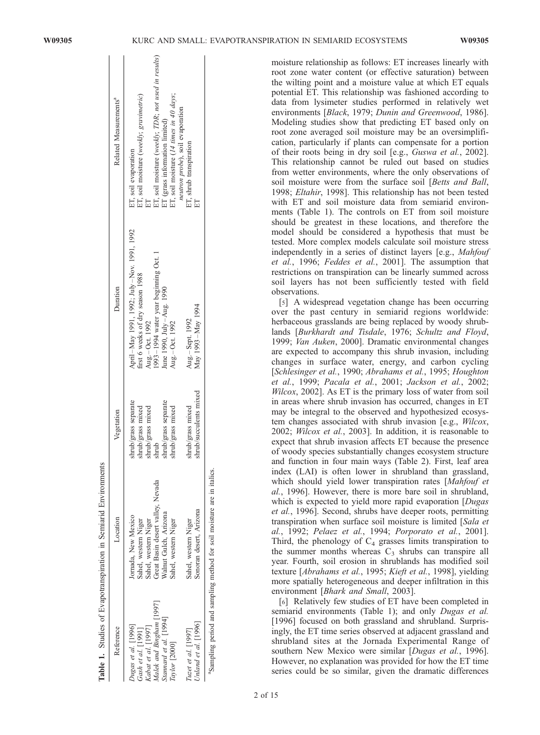**Table 1.** Studies of Evapotranspiration in Semiarid Environments

| Reference | Location | Vegetation | Duration | Related Measurements[a] |
|---|---|---|---|---|
| *Dugas et al.* [1996] | Jornada, New Mexico | shrub/grass separate | April–May 1991, 1992; July–Nov. 1991, 1992 | ET, soil evaporation |
| *Gash et al.* [1991] | Sahel, western Niger | shrub/grass mixed | first 6 weeks of dry season 1988 | ET, soil moisture (*weekly, gravimetric*) |
| *Kabat et al.* [1997] | Sahel, western Niger | shrub/grass mixed | Aug.–Oct. 1992 | ET |
| *Malek and Bingham* [1997] | Great Basin desert valley, Nevada | shrub | 1993–1994 water year beginning Oct. 1 | ET, soil moisture (*weekly, TDR, not used in results*) |
| *Stannard et al.* [1994] | Walnut Gulch, Arizona | shrub/grass separate | June 1990, July–Aug. 1990 | ET (grass information limited) |
| *Taylor* [2000] | Sahel, western Niger | shrub/grass mixed | Aug.–Oct. 1992 | ET, soil moisture (*14 times in 40 days; neutron probe*), soil evaporation |
| *Tuzet et al.* [1997] | Sahel, western Niger | shrub/grass mixed | Aug.–Sept. 1992 | ET, shrub transpiration |
| *Unland et al.* [1996] | Sonoran desert, Arizona | shrub/succulents mixed | May 1993–May 1994 | ET |

[a]Sampling period and sampling method for soil moisture are in italics.

moisture relationship as follows: ET increases linearly with root zone water content (or effective saturation) between the wilting point and a moisture value at which ET equals potential ET. This relationship was fashioned according to data from lysimeter studies performed in relatively wet environments [*Black*, 1979; *Dunin and Greenwood*, 1986]. Modeling studies show that predicting ET based only on root zone averaged soil moisture may be an oversimplification, particularly if plants can compensate for a portion of their roots being in dry soil [e.g., *Guswa et al.*, 2002]. This relationship cannot be ruled out based on studies from wetter environments, where the only observations of soil moisture were from the surface soil [*Betts and Ball*, 1998; *Eltahir*, 1998]. This relationship has not been tested with ET and soil moisture data from semiarid environments (Table 1). The controls on ET from soil moisture should be greatest in these locations, and therefore the model should be considered a hypothesis that must be tested. More complex models calculate soil moisture stress independently in a series of distinct layers [e.g., *Mahfouf et al.*, 1996; *Feddes et al.*, 2001]. The assumption that restrictions on transpiration can be linearly summed across soil layers has not been sufficiently tested with field observations.

[5] A widespread vegetation change has been occurring over the past century in semiarid regions worldwide: herbaceous grasslands are being replaced by woody shrublands [*Burkhardt and Tisdale*, 1976; *Schultz and Floyd*, 1999; *Van Auken*, 2000]. Dramatic environmental changes are expected to accompany this shrub invasion, including changes in surface water, energy, and carbon cycling [*Schlesinger et al.*, 1990; *Abrahams et al.*, 1995; *Houghton et al.*, 1999; *Pacala et al.*, 2001; *Jackson et al.*, 2002; *Wilcox*, 2002]. As ET is the primary loss of water from soil in areas where shrub invasion has occurred, changes in ET may be integral to the observed and hypothesized ecosystem changes associated with shrub invasion [e.g., *Wilcox*, 2002; *Wilcox et al.*, 2003]. In addition, it is reasonable to expect that shrub invasion affects ET because the presence of woody species substantially changes ecosystem structure and function in four main ways (Table 2). First, leaf area index (LAI) is often lower in shrubland than grassland, which should yield lower transpiration rates [*Mahfouf et al.*, 1996]. However, there is more bare soil in shrubland, which is expected to yield more rapid evaporation [*Dugas et al.*, 1996]. Second, shrubs have deeper roots, permitting transpiration when surface soil moisture is limited [*Sala et al.*, 1992; *Pelaez et al.*, 1994; *Porporato et al.*, 2001]. Third, the phenology of $C_4$ grasses limits transpiration to the summer months whereas $C_3$ shrubs can transpire all year. Fourth, soil erosion in shrublands has modified soil texture [*Abrahams et al.*, 1995; *Kieft et al.*, 1998], yielding more spatially heterogeneous and deeper infiltration in this environment [*Bhark and Small*, 2003].

[6] Relatively few studies of ET have been completed in semiarid environments (Table 1); and only *Dugas et al.* [1996] focused on both grassland and shrubland. Surprisingly, the ET time series observed at adjacent grassland and shrubland sites at the Jornada Experimental Range of southern New Mexico were similar [*Dugas et al.*, 1996]. However, no explanation was provided for how the ET time series could be so similar, given the dramatic differences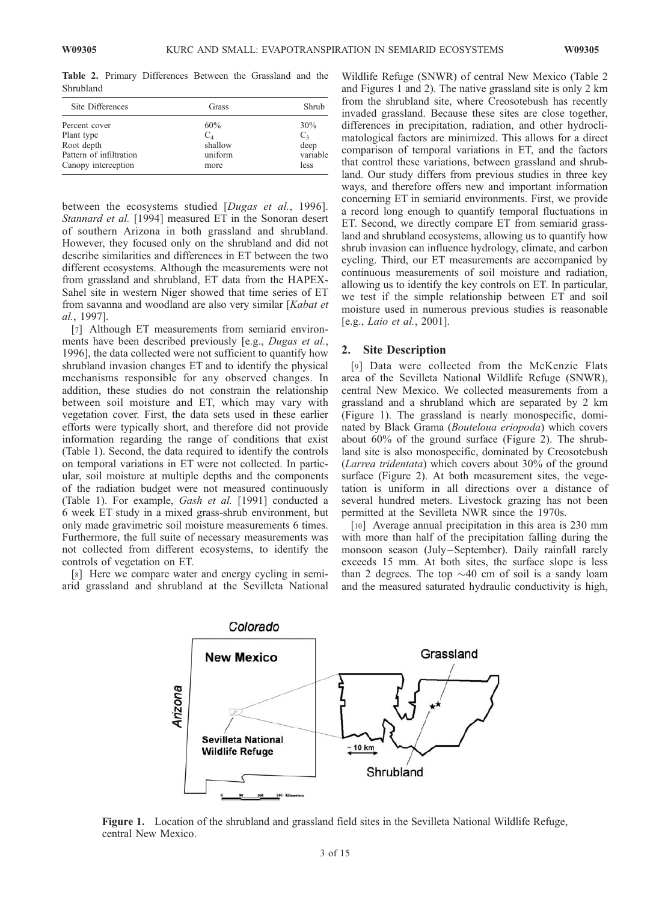**Table 2.** Primary Differences Between the Grassland and the Shrubland

| Site Differences | Grass | Shrub |
|---|---|---|
| Percent cover | 60% | 30% |
| Plant type | $C_4$ | $C_3$ |
| Root depth | shallow | deep |
| Pattern of infiltration | uniform | variable |
| Canopy interception | more | less |

between the ecosystems studied [*Dugas et al.*, 1996]. *Stannard et al.* [1994] measured ET in the Sonoran desert of southern Arizona in both grassland and shrubland. However, they focused only on the shrubland and did not describe similarities and differences in ET between the two different ecosystems. Although the measurements were not from grassland and shrubland, ET data from the HAPEX-Sahel site in western Niger showed that time series of ET from savanna and woodland are also very similar [*Kabat et al.*, 1997].

[7] Although ET measurements from semiarid environments have been described previously [e.g., *Dugas et al.*, 1996], the data collected were not sufficient to quantify how shrubland invasion changes ET and to identify the physical mechanisms responsible for any observed changes. In addition, these studies do not constrain the relationship between soil moisture and ET, which may vary with vegetation cover. First, the data sets used in these earlier efforts were typically short, and therefore did not provide information regarding the range of conditions that exist (Table 1). Second, the data required to identify the controls on temporal variations in ET were not collected. In particular, soil moisture at multiple depths and the components of the radiation budget were not measured continuously (Table 1). For example, *Gash et al.* [1991] conducted a 6 week ET study in a mixed grass-shrub environment, but only made gravimetric soil moisture measurements 6 times. Furthermore, the full suite of necessary measurements was not collected from different ecosystems, to identify the controls of vegetation on ET.

[8] Here we compare water and energy cycling in semiarid grassland and shrubland at the Sevilleta National Wildlife Refuge (SNWR) of central New Mexico (Table 2 and Figures 1 and 2). The native grassland site is only 2 km from the shrubland site, where Creosotebush has recently invaded grassland. Because these sites are close together, differences in precipitation, radiation, and other hydroclimatological factors are minimized. This allows for a direct comparison of temporal variations in ET, and the factors that control these variations, between grassland and shrubland. Our study differs from previous studies in three key ways, and therefore offers new and important information concerning ET in semiarid environments. First, we provide a record long enough to quantify temporal fluctuations in ET. Second, we directly compare ET from semiarid grassland and shrubland ecosystems, allowing us to quantify how shrub invasion can influence hydrology, climate, and carbon cycling. Third, our ET measurements are accompanied by continuous measurements of soil moisture and radiation, allowing us to identify the key controls on ET. In particular, we test if the simple relationship between ET and soil moisture used in numerous previous studies is reasonable [e.g., *Laio et al.*, 2001].

## 2. Site Description

[9] Data were collected from the McKenzie Flats area of the Sevilleta National Wildlife Refuge (SNWR), central New Mexico. We collected measurements from a grassland and a shrubland which are separated by 2 km (Figure 1). The grassland is nearly monospecific, dominated by Black Grama (*Bouteloua eriopoda*) which covers about 60% of the ground surface (Figure 2). The shrubland site is also monospecific, dominated by Creosotebush (*Larrea tridentata*) which covers about 30% of the ground surface (Figure 2). At both measurement sites, the vegetation is uniform in all directions over a distance of several hundred meters. Livestock grazing has not been permitted at the Sevilleta NWR since the 1970s.

[10] Average annual precipitation in this area is 230 mm with more than half of the precipitation falling during the monsoon season (July–September). Daily rainfall rarely exceeds 15 mm. At both sites, the surface slope is less than 2 degrees. The top ~40 cm of soil is a sandy loam and the measured saturated hydraulic conductivity is high,

Colorado

New Mexico

Arizona

Sevilleta National Wildlife Refuge

Grassland

~ 10 km

Shrubland

0 80 160 240 Kilometers

**Figure 1.** Location of the shrubland and grassland field sites in the Sevilleta National Wildlife Refuge, central New Mexico.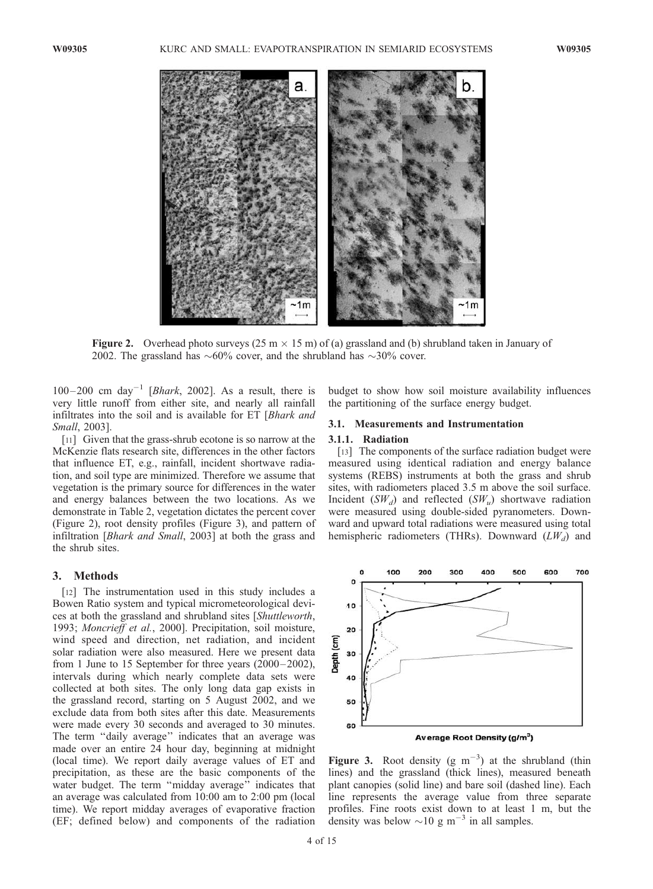a.

~1m

b.

~1m

**Figure 2.** Overhead photo surveys (25 m × 15 m) of (a) grassland and (b) shrubland taken in January of 2002. The grassland has ∼60% cover, and the shrubland has ∼30% cover.

100–200 cm day$^{-1}$ [*Bhark*, 2002]. As a result, there is very little runoff from either site, and nearly all rainfall infiltrates into the soil and is available for ET [*Bhark and Small*, 2003].

[11] Given that the grass-shrub ecotone is so narrow at the McKenzie flats research site, differences in the other factors that influence ET, e.g., rainfall, incident shortwave radiation, and soil type are minimized. Therefore we assume that vegetation is the primary source for differences in the water and energy balances between the two locations. As we demonstrate in Table 2, vegetation dictates the percent cover (Figure 2), root density profiles (Figure 3), and pattern of infiltration [*Bhark and Small*, 2003] at both the grass and the shrub sites.

## 3. Methods

[12] The instrumentation used in this study includes a Bowen Ratio system and typical micrometeorological devices at both the grassland and shrubland sites [*Shuttleworth*, 1993; *Moncrieff et al.*, 2000]. Precipitation, soil moisture, wind speed and direction, net radiation, and incident solar radiation were also measured. Here we present data from 1 June to 15 September for three years (2000–2002), intervals during which nearly complete data sets were collected at both sites. The only long data gap exists in the grassland record, starting on 5 August 2002, and we exclude data from both sites after this date. Measurements were made every 30 seconds and averaged to 30 minutes. The term "daily average" indicates that an average was made over an entire 24 hour day, beginning at midnight (local time). We report daily average values of ET and precipitation, as these are the basic components of the water budget. The term "midday average" indicates that an average was calculated from 10:00 am to 2:00 pm (local time). We report midday averages of evaporative fraction (EF; defined below) and components of the radiation budget to show how soil moisture availability influences the partitioning of the surface energy budget.

### 3.1. Measurements and Instrumentation

#### 3.1.1. Radiation

[13] The components of the surface radiation budget were measured using identical radiation and energy balance systems (REBS) instruments at both the grass and shrub sites, with radiometers placed 3.5 m above the soil surface. Incident ($SW_d$) and reflected ($SW_u$) shortwave radiation were measured using double-sided pyranometers. Downward and upward total radiations were measured using total hemispheric radiometers (THRs). Downward ($LW_d$) and

0 100 200 300 400 500 600 700

Depth (cm)

0 10 20 30 40 50 60

Average Root Density (g/m$^3$)

**Figure 3.** Root density (g m$^{-3}$) at the shrubland (thin lines) and the grassland (thick lines), measured beneath plant canopies (solid line) and bare soil (dashed line). Each line represents the average value from three separate profiles. Fine roots exist down to at least 1 m, but the density was below ∼10 g m$^{-3}$ in all samples.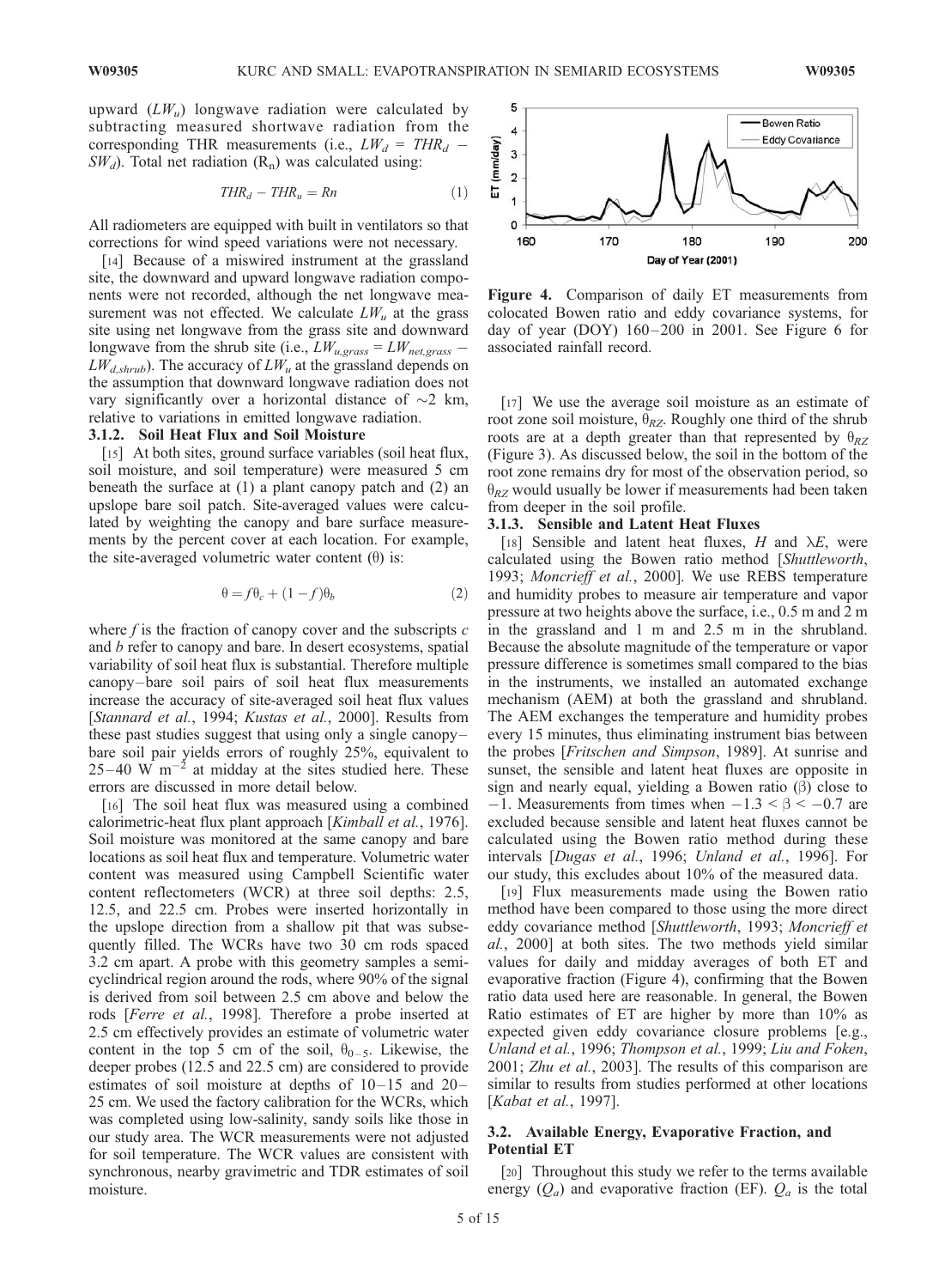upward ($LW_u$) longwave radiation were calculated by subtracting measured shortwave radiation from the corresponding THR measurements (i.e., $LW_d = THR_d - SW_d$). Total net radiation ($R_n$) was calculated using:

$$THR_d - THR_u = Rn \tag{1}$$

All radiometers are equipped with built in ventilators so that corrections for wind speed variations were not necessary.

[14] Because of a miswired instrument at the grassland site, the downward and upward longwave radiation components were not recorded, although the net longwave measurement was not effected. We calculate $LW_u$ at the grass site using net longwave from the grass site and downward longwave from the shrub site (i.e., $LW_{u,grass} = LW_{net,grass} - LW_{d,shrub}$). The accuracy of $LW_u$ at the grassland depends on the assumption that downward longwave radiation does not vary significantly over a horizontal distance of ~2 km, relative to variations in emitted longwave radiation.

#### 3.1.2. Soil Heat Flux and Soil Moisture

[15] At both sites, ground surface variables (soil heat flux, soil moisture, and soil temperature) were measured 5 cm beneath the surface at (1) a plant canopy patch and (2) an upslope bare soil patch. Site-averaged values were calculated by weighting the canopy and bare surface measurements by the percent cover at each location. For example, the site-averaged volumetric water content ($\theta$) is:

$$\theta = f\theta_c + (1 - f)\theta_b \tag{2}$$

where $f$ is the fraction of canopy cover and the subscripts $c$ and $b$ refer to canopy and bare. In desert ecosystems, spatial variability of soil heat flux is substantial. Therefore multiple canopy–bare soil pairs of soil heat flux measurements increase the accuracy of site-averaged soil heat flux values [*Stannard et al.*, 1994; *Kustas et al.*, 2000]. Results from these past studies suggest that using only a single canopy–bare soil pair yields errors of roughly 25%, equivalent to 25–40 W m$^{-2}$ at midday at the sites studied here. These errors are discussed in more detail below.

[16] The soil heat flux was measured using a combined calorimetric-heat flux plant approach [*Kimball et al.*, 1976]. Soil moisture was monitored at the same canopy and bare locations as soil heat flux and temperature. Volumetric water content was measured using Campbell Scientific water content reflectometers (WCR) at three soil depths: 2.5, 12.5, and 22.5 cm. Probes were inserted horizontally in the upslope direction from a shallow pit that was subsequently filled. The WCRs have two 30 cm rods spaced 3.2 cm apart. A probe with this geometry samples a semi-cyclindrical region around the rods, where 90% of the signal is derived from soil between 2.5 cm above and below the rods [*Ferre et al.*, 1998]. Therefore a probe inserted at 2.5 cm effectively provides an estimate of volumetric water content in the top 5 cm of the soil, $\theta_{0-5}$. Likewise, the deeper probes (12.5 and 22.5 cm) are considered to provide estimates of soil moisture at depths of 10–15 and 20–25 cm. We used the factory calibration for the WCRs, which was completed using low-salinity, sandy soils like those in our study area. The WCR measurements were not adjusted for soil temperature. The WCR values are consistent with synchronous, nearby gravimetric and TDR estimates of soil moisture.

ET (mm/day)
Day of Year (2001)
Bowen Ratio
Eddy Covariance
0 1 2 3 4 5
160 170 180 190 200

**Figure 4.** Comparison of daily ET measurements from colocated Bowen ratio and eddy covariance systems, for day of year (DOY) 160–200 in 2001. See Figure 6 for associated rainfall record.

[17] We use the average soil moisture as an estimate of root zone soil moisture, $\theta_{RZ}$. Roughly one third of the shrub roots are at a depth greater than that represented by $\theta_{RZ}$ (Figure 3). As discussed below, the soil in the bottom of the root zone remains dry for most of the observation period, so $\theta_{RZ}$ would usually be lower if measurements had been taken from deeper in the soil profile.

#### 3.1.3. Sensible and Latent Heat Fluxes

[18] Sensible and latent heat fluxes, $H$ and $\lambda E$, were calculated using the Bowen ratio method [*Shuttleworth*, 1993; *Moncrieff et al.*, 2000]. We use REBS temperature and humidity probes to measure air temperature and vapor pressure at two heights above the surface, i.e., 0.5 m and 2 m in the grassland and 1 m and 2.5 m in the shrubland. Because the absolute magnitude of the temperature or vapor pressure difference is sometimes small compared to the bias in the instruments, we installed an automated exchange mechanism (AEM) at both the grassland and shrubland. The AEM exchanges the temperature and humidity probes every 15 minutes, thus eliminating instrument bias between the probes [*Fritschen and Simpson*, 1989]. At sunrise and sunset, the sensible and latent heat fluxes are opposite in sign and nearly equal, yielding a Bowen ratio ($\beta$) close to $-1$. Measurements from times when $-1.3 < \beta < -0.7$ are excluded because sensible and latent heat fluxes cannot be calculated using the Bowen ratio method during these intervals [*Dugas et al.*, 1996; *Unland et al.*, 1996]. For our study, this excludes about 10% of the measured data.

[19] Flux measurements made using the Bowen ratio method have been compared to those using the more direct eddy covariance method [*Shuttleworth*, 1993; *Moncrieff et al.*, 2000] at both sites. The two methods yield similar values for daily and midday averages of both ET and evaporative fraction (Figure 4), confirming that the Bowen ratio data used here are reasonable. In general, the Bowen Ratio estimates of ET are higher by more than 10% as expected given eddy covariance closure problems [e.g., *Unland et al.*, 1996; *Thompson et al.*, 1999; *Liu and Foken*, 2001; *Zhu et al.*, 2003]. The results of this comparison are similar to results from studies performed at other locations [*Kabat et al.*, 1997].

### 3.2. Available Energy, Evaporative Fraction, and Potential ET

[20] Throughout this study we refer to the terms available energy ($Q_a$) and evaporative fraction (EF). $Q_a$ is the total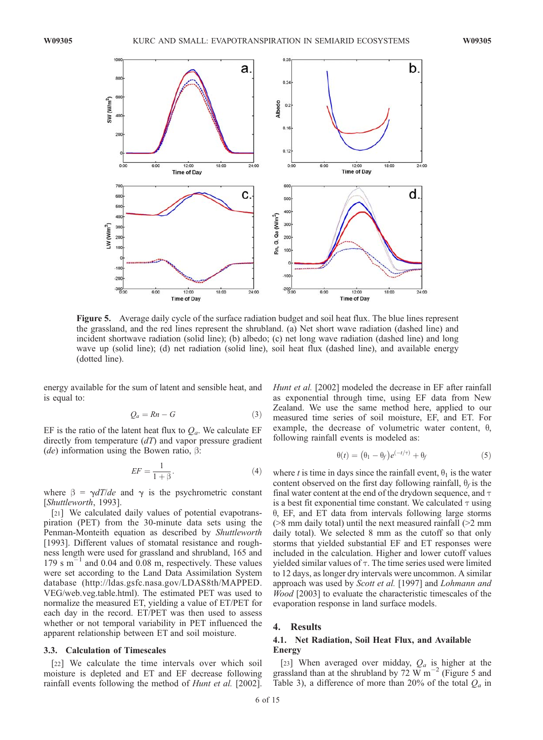a.

SW (W/m$^2$)

1000
800
600
400
200
0

0:00 6:00 12:00 18:00 24:00

Time of Day

b.

Albedo

0.28
0.24
0.2
0.16
0.12

0:00 6:00 12:00 18:00 24:00

Time of Day

c.

LW (W/m$^2$)

700
600
500
400
300
200
100
0
-100
-200
-300

0:00 6:00 12:00 18:00 24:00

Time of Day

d.

Rn, G, Qa (W/m$^2$)

600
500
400
300
200
100
0
-100
-200

0:00 6:00 12:00 18:00 24:00

Time of Day

**Figure 5.** Average daily cycle of the surface radiation budget and soil heat flux. The blue lines represent the grassland, and the red lines represent the shrubland. (a) Net short wave radiation (dashed line) and incident shortwave radiation (solid line); (b) albedo; (c) net long wave radiation (dashed line) and long wave up (solid line); (d) net radiation (solid line), soil heat flux (dashed line), and available energy (dotted line).

energy available for the sum of latent and sensible heat, and is equal to:

$$Q_a = Rn - G \tag{3}$$

EF is the ratio of the latent heat flux to $Q_a$. We calculate EF directly from temperature ($dT$) and vapor pressure gradient ($de$) information using the Bowen ratio, $\beta$:

$$EF = \frac{1}{1+\beta}. \tag{4}$$

where $\beta = \gamma dT/de$ and $\gamma$ is the psychrometric constant [*Shuttleworth*, 1993].

[21] We calculated daily values of potential evapotranspiration (PET) from the 30-minute data sets using the Penman-Monteith equation as described by *Shuttleworth* [1993]. Different values of stomatal resistance and roughness length were used for grassland and shrubland, 165 and 179 s m$^{-1}$ and 0.04 and 0.08 m, respectively. These values were set according to the Land Data Assimilation System database (http://ldas.gsfc.nasa.gov/LDAS8th/MAPPED.VEG/web.veg.table.html). The estimated PET was used to normalize the measured ET, yielding a value of ET/PET for each day in the record. ET/PET was then used to assess whether or not temporal variability in PET influenced the apparent relationship between ET and soil moisture.

### 3.3. Calculation of Timescales

[22] We calculate the time intervals over which soil moisture is depleted and ET and EF decrease following rainfall events following the method of *Hunt et al.* [2002]. *Hunt et al.* [2002] modeled the decrease in EF after rainfall as exponential through time, using EF data from New Zealand. We use the same method here, applied to our measured time series of soil moisture, EF, and ET. For example, the decrease of volumetric water content, $\theta$, following rainfall events is modeled as:

$$\theta(t) = (\theta_1 - \theta_f)e^{(-t/\tau)} + \theta_f \tag{5}$$

where $t$ is time in days since the rainfall event, $\theta_1$ is the water content observed on the first day following rainfall, $\theta_f$ is the final water content at the end of the drydown sequence, and $\tau$ is a best fit exponential time constant. We calculated $\tau$ using $\theta$, EF, and ET data from intervals following large storms (>8 mm daily total) until the next measured rainfall (>2 mm daily total). We selected 8 mm as the cutoff so that only storms that yielded substantial EF and ET responses were included in the calculation. Higher and lower cutoff values yielded similar values of $\tau$. The time series used were limited to 12 days, as longer dry intervals were uncommon. A similar approach was used by *Scott et al.* [1997] and *Lohmann and Wood* [2003] to evaluate the characteristic timescales of the evaporation response in land surface models.

## 4. Results

### 4.1. Net Radiation, Soil Heat Flux, and Available Energy

[23] When averaged over midday, $Q_a$ is higher at the grassland than at the shrubland by 72 W m$^{-2}$ (Figure 5 and Table 3), a difference of more than 20% of the total $Q_a$ in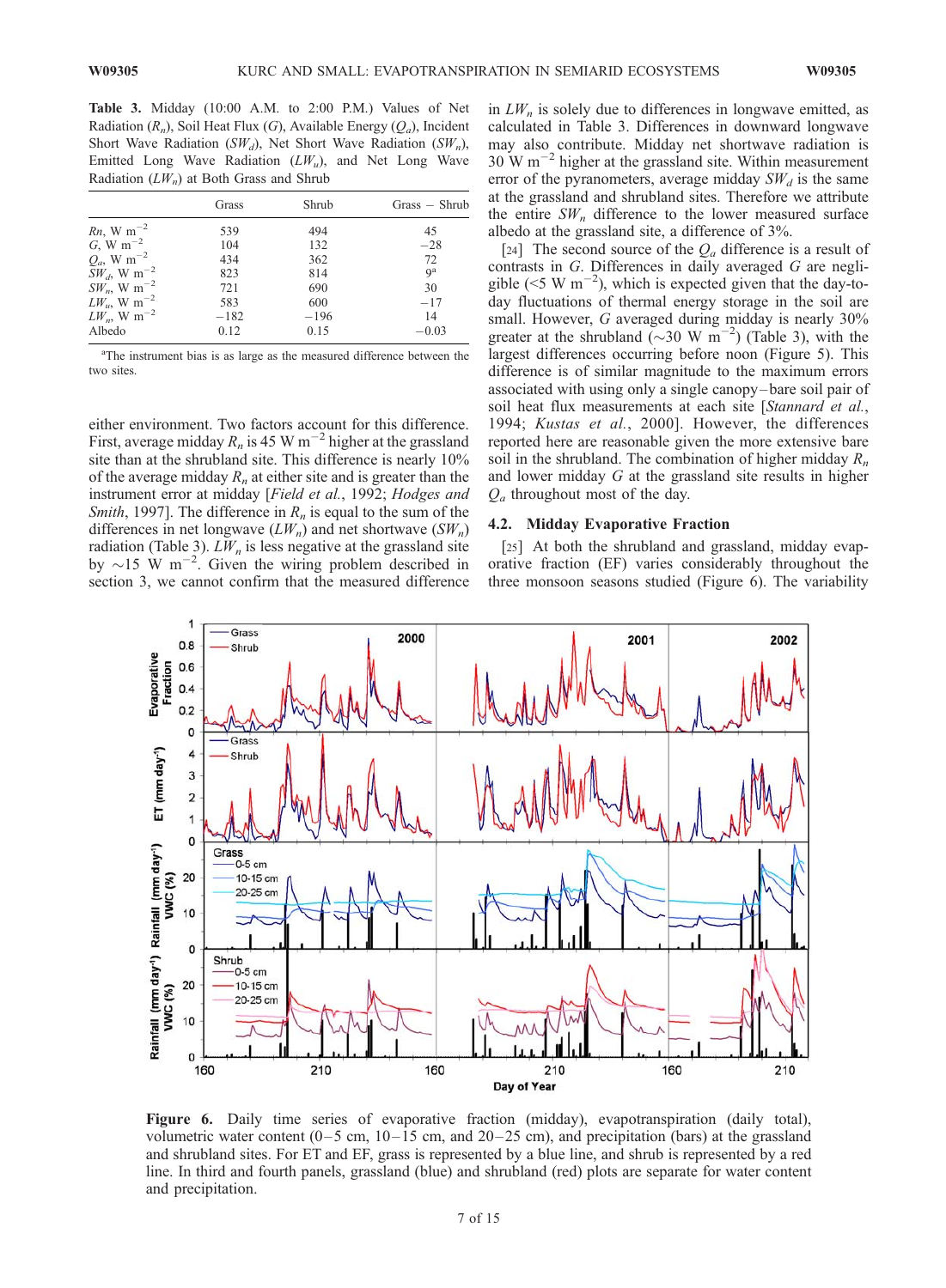**Table 3.** Midday (10:00 A.M. to 2:00 P.M.) Values of Net Radiation ($R_n$), Soil Heat Flux ($G$), Available Energy ($Q_a$), Incident Short Wave Radiation ($SW_d$), Net Short Wave Radiation ($SW_n$), Emitted Long Wave Radiation ($LW_u$), and Net Long Wave Radiation ($LW_n$) at Both Grass and Shrub

| | Grass | Shrub | Grass − Shrub |
|---|---|---|---|
| $Rn$, W m$^{-2}$ | 539 | 494 | 45 |
| $G$, W m$^{-2}$ | 104 | 132 | −28 |
| $Q_a$, W m$^{-2}$ | 434 | 362 | 72 |
| $SW_d$, W m$^{-2}$ | 823 | 814 | 9[a] |
| $SW_n$, W m$^{-2}$ | 721 | 690 | 30 |
| $LW_u$, W m$^{-2}$ | 583 | 600 | −17 |
| $LW_n$, W m$^{-2}$ | −182 | −196 | 14 |
| Albedo | 0.12 | 0.15 | −0.03 |

[a]The instrument bias is as large as the measured difference between the two sites.

either environment. Two factors account for this difference. First, average midday $R_n$ is 45 W m$^{-2}$ higher at the grassland site than at the shrubland site. This difference is nearly 10% of the average midday $R_n$ at either site and is greater than the instrument error at midday [*Field et al.*, 1992; *Hodges and Smith*, 1997]. The difference in $R_n$ is equal to the sum of the differences in net longwave ($LW_n$) and net shortwave ($SW_n$) radiation (Table 3). $LW_n$ is less negative at the grassland site by ~15 W m$^{-2}$. Given the wiring problem described in section 3, we cannot confirm that the measured difference in $LW_n$ is solely due to differences in longwave emitted, as calculated in Table 3. Differences in downward longwave may also contribute. Midday net shortwave radiation is 30 W m$^{-2}$ higher at the grassland site. Within measurement error of the pyranometers, average midday $SW_d$ is the same at the grassland and shrubland sites. Therefore we attribute the entire $SW_n$ difference to the lower measured surface albedo at the grassland site, a difference of 3%.

[24] The second source of the $Q_a$ difference is a result of contrasts in $G$. Differences in daily averaged $G$ are negligible (<5 W m$^{-2}$), which is expected given that the day-to-day fluctuations of thermal energy storage in the soil are small. However, $G$ averaged during midday is nearly 30% greater at the shrubland (~30 W m$^{-2}$) (Table 3), with the largest differences occurring before noon (Figure 5). This difference is of similar magnitude to the maximum errors associated with using only a single canopy–bare soil pair of soil heat flux measurements at each site [*Stannard et al.*, 1994; *Kustas et al.*, 2000]. However, the differences reported here are reasonable given the more extensive bare soil in the shrubland. The combination of higher midday $R_n$ and lower midday $G$ at the grassland site results in higher $Q_a$ throughout most of the day.

### 4.2. Midday Evaporative Fraction

[25] At both the shrubland and grassland, midday evaporative fraction (EF) varies considerably throughout the three monsoon seasons studied (Figure 6). The variability

Evaporative Fraction
ET (mm day⁻¹)
Rainfall (mm day⁻¹) VWC (%)
Grass
Shrub
2000
2001
2002
Grass: 0-5 cm, 10-15 cm, 20-25 cm
Shrub: 0-5 cm, 10-15 cm, 20-25 cm
160 210 160 210 160 210
Day of Year

**Figure 6.** Daily time series of evaporative fraction (midday), evapotranspiration (daily total), volumetric water content (0–5 cm, 10–15 cm, and 20–25 cm), and precipitation (bars) at the grassland and shrubland sites. For ET and EF, grass is represented by a blue line, and shrub is represented by a red line. In third and fourth panels, grassland (blue) and shrubland (red) plots are separate for water content and precipitation.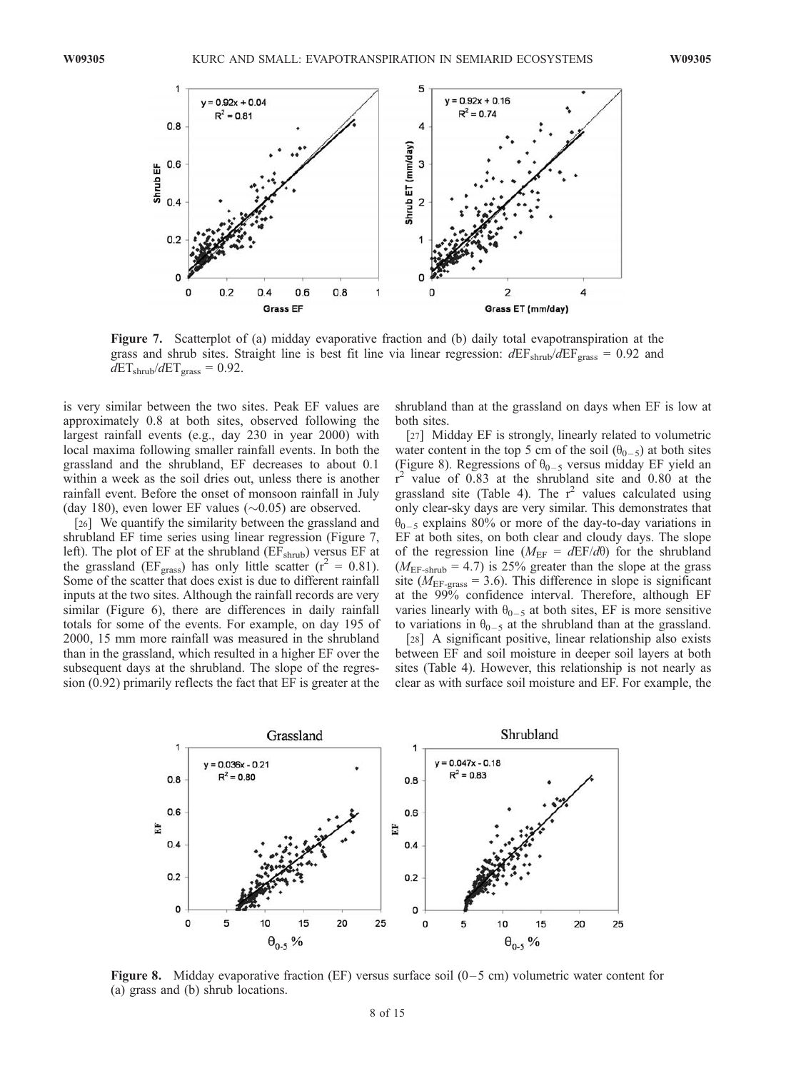y = 0.92x + 0.04
$R^2$ = 0.81

Shrub EF

Grass EF

y = 0.92x + 0.16
$R^2$ = 0.74

Shrub ET (mm/day)

Grass ET (mm/day)

**Figure 7.** Scatterplot of (a) midday evaporative fraction and (b) daily total evapotranspiration at the grass and shrub sites. Straight line is best fit line via linear regression: $dEF_{shrub}/dEF_{grass}$ = 0.92 and $dET_{shrub}/dET_{grass}$ = 0.92.

is very similar between the two sites. Peak EF values are approximately 0.8 at both sites, observed following the largest rainfall events (e.g., day 230 in year 2000) with local maxima following smaller rainfall events. In both the grassland and the shrubland, EF decreases to about 0.1 within a week as the soil dries out, unless there is another rainfall event. Before the onset of monsoon rainfall in July (day 180), even lower EF values (~0.05) are observed.

[26] We quantify the similarity between the grassland and shrubland EF time series using linear regression (Figure 7, left). The plot of EF at the shrubland ($EF_{shrub}$) versus EF at the grassland ($EF_{grass}$) has only little scatter ($r^2$ = 0.81). Some of the scatter that does exist is due to different rainfall inputs at the two sites. Although the rainfall records are very similar (Figure 6), there are differences in daily rainfall totals for some of the events. For example, on day 195 of 2000, 15 mm more rainfall was measured in the shrubland than in the grassland, which resulted in a higher EF over the subsequent days at the shrubland. The slope of the regression (0.92) primarily reflects the fact that EF is greater at the shrubland than at the grassland on days when EF is low at both sites.

[27] Midday EF is strongly, linearly related to volumetric water content in the top 5 cm of the soil ($\theta_{0-5}$) at both sites (Figure 8). Regressions of $\theta_{0-5}$ versus midday EF yield an $r^2$ value of 0.83 at the shrubland site and 0.80 at the grassland site (Table 4). The $r^2$ values calculated using only clear-sky days are very similar. This demonstrates that $\theta_{0-5}$ explains 80% or more of the day-to-day variations in EF at both sites, on both clear and cloudy days. The slope of the regression line ($M_{EF} = dEF/d\theta$) for the shrubland ($M_{EF\text{-}shrub}$ = 4.7) is 25% greater than the slope at the grass site ($M_{EF\text{-}grass}$ = 3.6). This difference in slope is significant at the 99% confidence interval. Therefore, although EF varies linearly with $\theta_{0-5}$ at both sites, EF is more sensitive to variations in $\theta_{0-5}$ at the shrubland than at the grassland.

[28] A significant positive, linear relationship also exists between EF and soil moisture in deeper soil layers at both sites (Table 4). However, this relationship is not nearly as clear as with surface soil moisture and EF. For example, the

Grassland

y = 0.036x - 0.21
$R^2$ = 0.80

EF

$\theta_{0\text{-}5}$ %

Shrubland

y = 0.047x - 0.18
$R^2$ = 0.83

EF

$\theta_{0\text{-}5}$ %

**Figure 8.** Midday evaporative fraction (EF) versus surface soil (0–5 cm) volumetric water content for (a) grass and (b) shrub locations.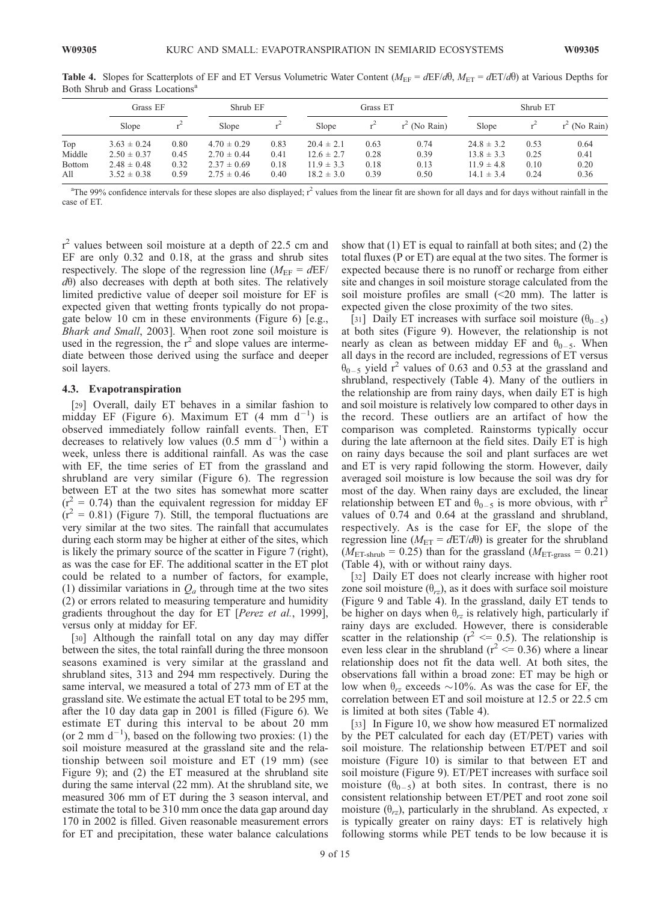**Table 4.** Slopes for Scatterplots of EF and ET Versus Volumetric Water Content ($M_{EF} = d\text{EF}/d\theta$, $M_{ET} = d\text{ET}/d\theta$) at Various Depths for Both Shrub and Grass Locations[a]

| | Grass EF | | Shrub EF | | Grass ET | | | Shrub ET | | |
|---|---|---|---|---|---|---|---|---|---|---|
| | Slope | $r^2$ | Slope | $r^2$ | Slope | $r^2$ | $r^2$ (No Rain) | Slope | $r^2$ | $r^2$ (No Rain) |
| Top | 3.63 ± 0.24 | 0.80 | 4.70 ± 0.29 | 0.83 | 20.4 ± 2.1 | 0.63 | 0.74 | 24.8 ± 3.2 | 0.53 | 0.64 |
| Middle | 2.50 ± 0.37 | 0.45 | 2.70 ± 0.44 | 0.41 | 12.6 ± 2.7 | 0.28 | 0.39 | 13.8 ± 3.3 | 0.25 | 0.41 |
| Bottom | 2.48 ± 0.48 | 0.32 | 2.37 ± 0.69 | 0.18 | 11.9 ± 3.3 | 0.18 | 0.13 | 11.9 ± 4.8 | 0.10 | 0.20 |
| All | 3.52 ± 0.38 | 0.59 | 2.75 ± 0.46 | 0.40 | 18.2 ± 3.0 | 0.39 | 0.50 | 14.1 ± 3.4 | 0.24 | 0.36 |

[a]The 99% confidence intervals for these slopes are also displayed; $r^2$ values from the linear fit are shown for all days and for days without rainfall in the case of ET.

$r^2$ values between soil moisture at a depth of 22.5 cm and EF are only 0.32 and 0.18, at the grass and shrub sites respectively. The slope of the regression line ($M_{EF} = d\text{EF}/d\theta$) also decreases with depth at both sites. The relatively limited predictive value of deeper soil moisture for EF is expected given that wetting fronts typically do not propagate below 10 cm in these environments (Figure 6) [e.g., *Bhark and Small*, 2003]. When root zone soil moisture is used in the regression, the $r^2$ and slope values are intermediate between those derived using the surface and deeper soil layers.

### 4.3. Evapotranspiration

[29] Overall, daily ET behaves in a similar fashion to midday EF (Figure 6). Maximum ET (4 mm $d^{-1}$) is observed immediately follow rainfall events. Then, ET decreases to relatively low values (0.5 mm $d^{-1}$) within a week, unless there is additional rainfall. As was the case with EF, the time series of ET from the grassland and shrubland are very similar (Figure 6). The regression between ET at the two sites has somewhat more scatter ($r^2 = 0.74$) than the equivalent regression for midday EF ($r^2 = 0.81$) (Figure 7). Still, the temporal fluctuations are very similar at the two sites. The rainfall that accumulates during each storm may be higher at either of the sites, which is likely the primary source of the scatter in Figure 7 (right), as was the case for EF. The additional scatter in the ET plot could be related to a number of factors, for example, (1) dissimilar variations in $Q_a$ through time at the two sites (2) or errors related to measuring temperature and humidity gradients throughout the day for ET [*Perez et al.*, 1999], versus only at midday for EF.

[30] Although the rainfall total on any day may differ between the sites, the total rainfall during the three monsoon seasons examined is very similar at the grassland and shrubland sites, 313 and 294 mm respectively. During the same interval, we measured a total of 273 mm of ET at the grassland site. We estimate the actual ET total to be 295 mm, after the 10 day data gap in 2001 is filled (Figure 6). We estimate ET during this interval to be about 20 mm (or 2 mm $d^{-1}$), based on the following two proxies: (1) the soil moisture measured at the grassland site and the relationship between soil moisture and ET (19 mm) (see Figure 9); and (2) the ET measured at the shrubland site during the same interval (22 mm). At the shrubland site, we measured 306 mm of ET during the 3 season interval, and estimate the total to be 310 mm once the data gap around day 170 in 2002 is filled. Given reasonable measurement errors for ET and precipitation, these water balance calculations show that (1) ET is equal to rainfall at both sites; and (2) the total fluxes (P or ET) are equal at the two sites. The former is expected because there is no runoff or recharge from either site and changes in soil moisture storage calculated from the soil moisture profiles are small (<20 mm). The latter is expected given the close proximity of the two sites.

[31] Daily ET increases with surface soil moisture ($\theta_{0-5}$) at both sites (Figure 9). However, the relationship is not nearly as clean as between midday EF and $\theta_{0-5}$. When all days in the record are included, regressions of ET versus $\theta_{0-5}$ yield $r^2$ values of 0.63 and 0.53 at the grassland and shrubland, respectively (Table 4). Many of the outliers in the relationship are from rainy days, when daily ET is high and soil moisture is relatively low compared to other days in the record. These outliers are an artifact of how the comparison was completed. Rainstorms typically occur during the late afternoon at the field sites. Daily ET is high on rainy days because the soil and plant surfaces are wet and ET is very rapid following the storm. However, daily averaged soil moisture is low because the soil was dry for most of the day. When rainy days are excluded, the linear relationship between ET and $\theta_{0-5}$ is more obvious, with $r^2$ values of 0.74 and 0.64 at the grassland and shrubland, respectively. As is the case for EF, the slope of the regression line ($M_{ET} = d\text{ET}/d\theta$) is greater for the shrubland ($M_{ET\text{-shrub}} = 0.25$) than for the grassland ($M_{ET\text{-grass}} = 0.21$) (Table 4), with or without rainy days.

[32] Daily ET does not clearly increase with higher root zone soil moisture ($\theta_{rz}$), as it does with surface soil moisture (Figure 9 and Table 4). In the grassland, daily ET tends to be higher on days when $\theta_{rz}$ is relatively high, particularly if rainy days are excluded. However, there is considerable scatter in the relationship ($r^2 <= 0.5$). The relationship is even less clear in the shrubland ($r^2 <= 0.36$) where a linear relationship does not fit the data well. At both sites, the observations fall within a broad zone: ET may be high or low when $\theta_{rz}$ exceeds ~10%. As was the case for EF, the correlation between ET and soil moisture at 12.5 or 22.5 cm is limited at both sites (Table 4).

[33] In Figure 10, we show how measured ET normalized by the PET calculated for each day (ET/PET) varies with soil moisture. The relationship between ET/PET and soil moisture (Figure 10) is similar to that between ET and soil moisture (Figure 9). ET/PET increases with surface soil moisture ($\theta_{0-5}$) at both sites. In contrast, there is no consistent relationship between ET/PET and root zone soil moisture ($\theta_{rz}$), particularly in the shrubland. As expected, $x$ is typically greater on rainy days: ET is relatively high following storms while PET tends to be low because it is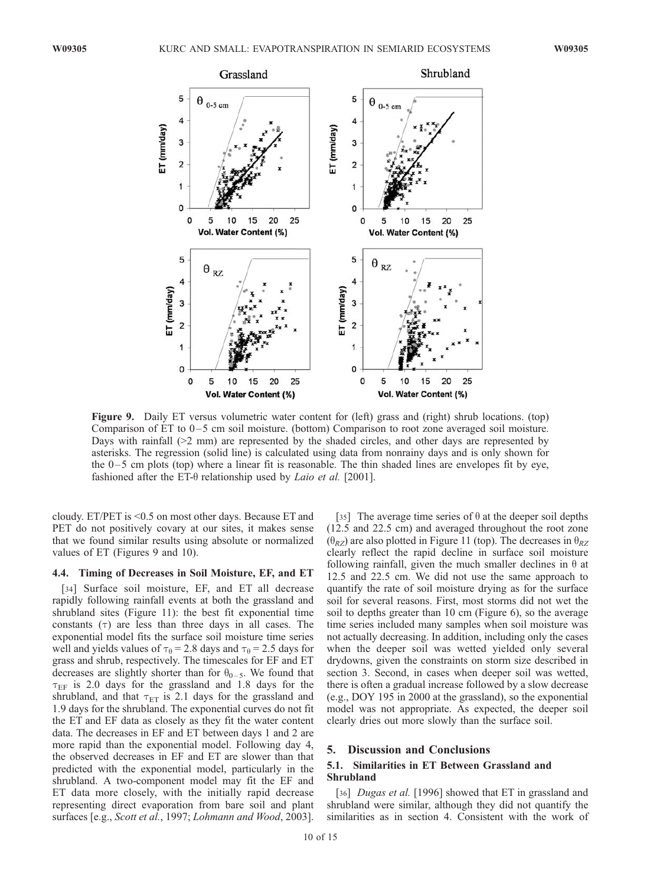Grassland

Shrubland

$\theta_{0\text{-}5\text{ cm}}$

ET (mm/day)

Vol. Water Content (%)

$\theta_{RZ}$

ET (mm/day)

Vol. Water Content (%)

**Figure 9.** Daily ET versus volumetric water content for (left) grass and (right) shrub locations. (top) Comparison of ET to 0–5 cm soil moisture. (bottom) Comparison to root zone averaged soil moisture. Days with rainfall (>2 mm) are represented by the shaded circles, and other days are represented by asterisks. The regression (solid line) is calculated using data from nonrainy days and is only shown for the 0–5 cm plots (top) where a linear fit is reasonable. The thin shaded lines are envelopes fit by eye, fashioned after the ET-$\theta$ relationship used by *Laio et al.* [2001].

cloudy. ET/PET is <0.5 on most other days. Because ET and PET do not positively covary at our sites, it makes sense that we found similar results using absolute or normalized values of ET (Figures 9 and 10).

### 4.4. Timing of Decreases in Soil Moisture, EF, and ET

[34] Surface soil moisture, EF, and ET all decrease rapidly following rainfall events at both the grassland and shrubland sites (Figure 11): the best fit exponential time constants ($\tau$) are less than three days in all cases. The exponential model fits the surface soil moisture time series well and yields values of $\tau_\theta = 2.8$ days and $\tau_\theta = 2.5$ days for grass and shrub, respectively. The timescales for EF and ET decreases are slightly shorter than for $\theta_{0-5}$. We found that $\tau_{EF}$ is 2.0 days for the grassland and 1.8 days for the shrubland, and that $\tau_{ET}$ is 2.1 days for the grassland and 1.9 days for the shrubland. The exponential curves do not fit the ET and EF data as closely as they fit the water content data. The decreases in EF and ET between days 1 and 2 are more rapid than the exponential model. Following day 4, the observed decreases in EF and ET are slower than that predicted with the exponential model, particularly in the shrubland. A two-component model may fit the EF and ET data more closely, with the initially rapid decrease representing direct evaporation from bare soil and plant surfaces [e.g., *Scott et al.*, 1997; *Lohmann and Wood*, 2003].

[35] The average time series of $\theta$ at the deeper soil depths (12.5 and 22.5 cm) and averaged throughout the root zone ($\theta_{RZ}$) are also plotted in Figure 11 (top). The decreases in $\theta_{RZ}$ clearly reflect the rapid decline in surface soil moisture following rainfall, given the much smaller declines in $\theta$ at 12.5 and 22.5 cm. We did not use the same approach to quantify the rate of soil moisture drying as for the surface soil for several reasons. First, most storms did not wet the soil to depths greater than 10 cm (Figure 6), so the average time series included many samples when soil moisture was not actually decreasing. In addition, including only the cases when the deeper soil was wetted yielded only several drydowns, given the constraints on storm size described in section 3. Second, in cases when deeper soil was wetted, there is often a gradual increase followed by a slow decrease (e.g., DOY 195 in 2000 at the grassland), so the exponential model was not appropriate. As expected, the deeper soil clearly dries out more slowly than the surface soil.

## 5. Discussion and Conclusions

### 5.1. Similarities in ET Between Grassland and Shrubland

[36] *Dugas et al.* [1996] showed that ET in grassland and shrubland were similar, although they did not quantify the similarities as in section 4. Consistent with the work of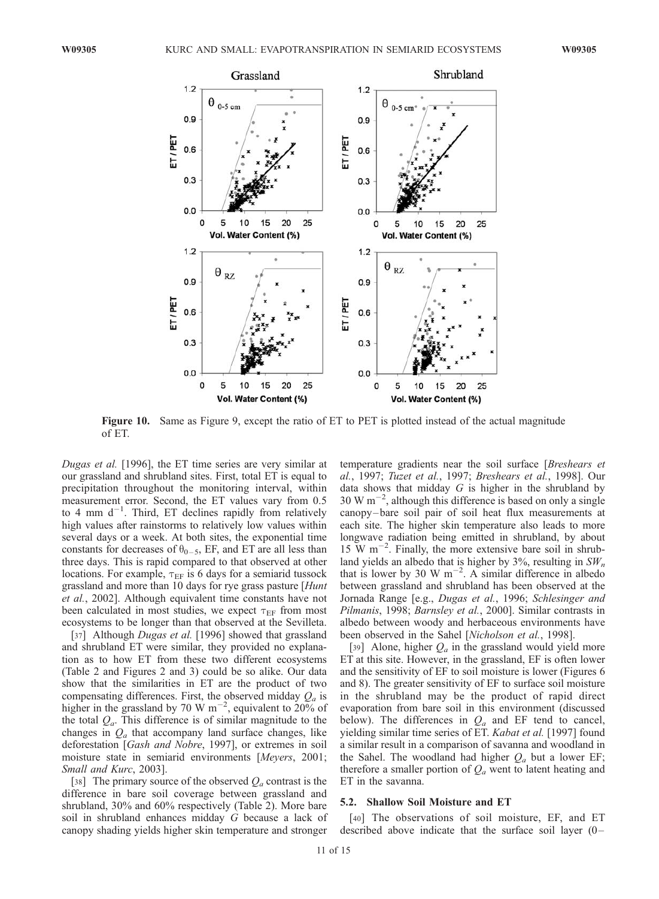Grassland

Shrubland

$\theta_{0\text{-}5\ cm}$

$\theta_{RZ}$

ET / PET

Vol. Water Content (%)

0.0 0.3 0.6 0.9 1.2

0 5 10 15 20 25

**Figure 10.** Same as Figure 9, except the ratio of ET to PET is plotted instead of the actual magnitude of ET.

*Dugas et al.* [1996], the ET time series are very similar at our grassland and shrubland sites. First, total ET is equal to precipitation throughout the monitoring interval, within measurement error. Second, the ET values vary from 0.5 to 4 mm $d^{-1}$. Third, ET declines rapidly from relatively high values after rainstorms to relatively low values within several days or a week. At both sites, the exponential time constants for decreases of $\theta_{0-5}$, EF, and ET are all less than three days. This is rapid compared to that observed at other locations. For example, $\tau_{EF}$ is 6 days for a semiarid tussock grassland and more than 10 days for rye grass pasture [*Hunt et al.*, 2002]. Although equivalent time constants have not been calculated in most studies, we expect $\tau_{EF}$ from most ecosystems to be longer than that observed at the Sevilleta.

[37] Although *Dugas et al.* [1996] showed that grassland and shrubland ET were similar, they provided no explanation as to how ET from these two different ecosystems (Table 2 and Figures 2 and 3) could be so alike. Our data show that the similarities in ET are the product of two compensating differences. First, the observed midday $Q_a$ is higher in the grassland by 70 W $m^{-2}$, equivalent to 20% of the total $Q_a$. This difference is of similar magnitude to the changes in $Q_a$ that accompany land surface changes, like deforestation [*Gash and Nobre*, 1997], or extremes in soil moisture state in semiarid environments [*Meyers*, 2001; *Small and Kurc*, 2003].

[38] The primary source of the observed $Q_a$ contrast is the difference in bare soil coverage between grassland and shrubland, 30% and 60% respectively (Table 2). More bare soil in shrubland enhances midday $G$ because a lack of canopy shading yields higher skin temperature and stronger temperature gradients near the soil surface [*Breshears et al.*, 1997; *Tuzet et al.*, 1997; *Breshears et al.*, 1998]. Our data shows that midday $G$ is higher in the shrubland by 30 W $m^{-2}$, although this difference is based on only a single canopy–bare soil pair of soil heat flux measurements at each site. The higher skin temperature also leads to more longwave radiation being emitted in shrubland, by about 15 W $m^{-2}$. Finally, the more extensive bare soil in shrubland yields an albedo that is higher by 3%, resulting in $SW_n$ that is lower by 30 W $m^{-2}$. A similar difference in albedo between grassland and shrubland has been observed at the Jornada Range [e.g., *Dugas et al.*, 1996; *Schlesinger and Pilmanis*, 1998; *Barnsley et al.*, 2000]. Similar contrasts in albedo between woody and herbaceous environments have been observed in the Sahel [*Nicholson et al.*, 1998].

[39] Alone, higher $Q_a$ in the grassland would yield more ET at this site. However, in the grassland, EF is often lower and the sensitivity of EF to soil moisture is lower (Figures 6 and 8). The greater sensitivity of EF to surface soil moisture in the shrubland may be the product of rapid direct evaporation from bare soil in this environment (discussed below). The differences in $Q_a$ and EF tend to cancel, yielding similar time series of ET. *Kabat et al.* [1997] found a similar result in a comparison of savanna and woodland in the Sahel. The woodland had higher $Q_a$ but a lower EF; therefore a smaller portion of $Q_a$ went to latent heating and ET in the savanna.

### 5.2. Shallow Soil Moisture and ET

[40] The observations of soil moisture, EF, and ET described above indicate that the surface soil layer (0–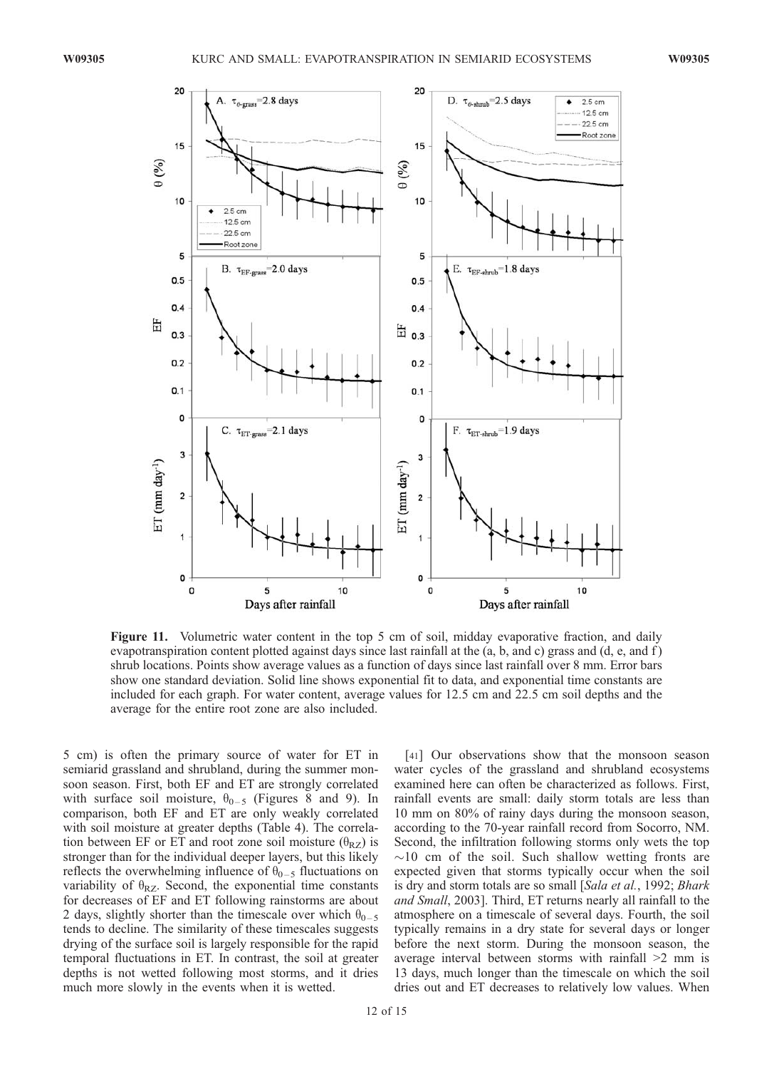A. $\tau_{\theta\text{-grass}}$=2.8 days

D. $\tau_{\theta\text{-shrub}}$=2.5 days

θ (%)

2.5 cm
12.5 cm
22.5 cm
Root zone

B. $\tau_{EF\text{-grass}}$=2.0 days

E. $\tau_{EF\text{-shrub}}$=1.8 days

EF

C. $\tau_{ET\text{-grass}}$=2.1 days

F. $\tau_{ET\text{-shrub}}$=1.9 days

ET (mm day$^{-1}$)

Days after rainfall

**Figure 11.** Volumetric water content in the top 5 cm of soil, midday evaporative fraction, and daily evapotranspiration content plotted against days since last rainfall at the (a, b, and c) grass and (d, e, and f) shrub locations. Points show average values as a function of days since last rainfall over 8 mm. Error bars show one standard deviation. Solid line shows exponential fit to data, and exponential time constants are included for each graph. For water content, average values for 12.5 cm and 22.5 cm soil depths and the average for the entire root zone are also included.

5 cm) is often the primary source of water for ET in semiarid grassland and shrubland, during the summer monsoon season. First, both EF and ET are strongly correlated with surface soil moisture, $\theta_{0-5}$ (Figures 8 and 9). In comparison, both EF and ET are only weakly correlated with soil moisture at greater depths (Table 4). The correlation between EF or ET and root zone soil moisture ($\theta_{RZ}$) is stronger than for the individual deeper layers, but this likely reflects the overwhelming influence of $\theta_{0-5}$ fluctuations on variability of $\theta_{RZ}$. Second, the exponential time constants for decreases of EF and ET following rainstorms are about 2 days, slightly shorter than the timescale over which $\theta_{0-5}$ tends to decline. The similarity of these timescales suggests drying of the surface soil is largely responsible for the rapid temporal fluctuations in ET. In contrast, the soil at greater depths is not wetted following most storms, and it dries much more slowly in the events when it is wetted.

[41] Our observations show that the monsoon season water cycles of the grassland and shrubland ecosystems examined here can often be characterized as follows. First, rainfall events are small: daily storm totals are less than 10 mm on 80% of rainy days during the monsoon season, according to the 70-year rainfall record from Socorro, NM. Second, the infiltration following storms only wets the top ~10 cm of the soil. Such shallow wetting fronts are expected given that storms typically occur when the soil is dry and storm totals are so small [*Sala et al.*, 1992; *Bhark and Small*, 2003]. Third, ET returns nearly all rainfall to the atmosphere on a timescale of several days. Fourth, the soil typically remains in a dry state for several days or longer before the next storm. During the monsoon season, the average interval between storms with rainfall >2 mm is 13 days, much longer than the timescale on which the soil dries out and ET decreases to relatively low values. When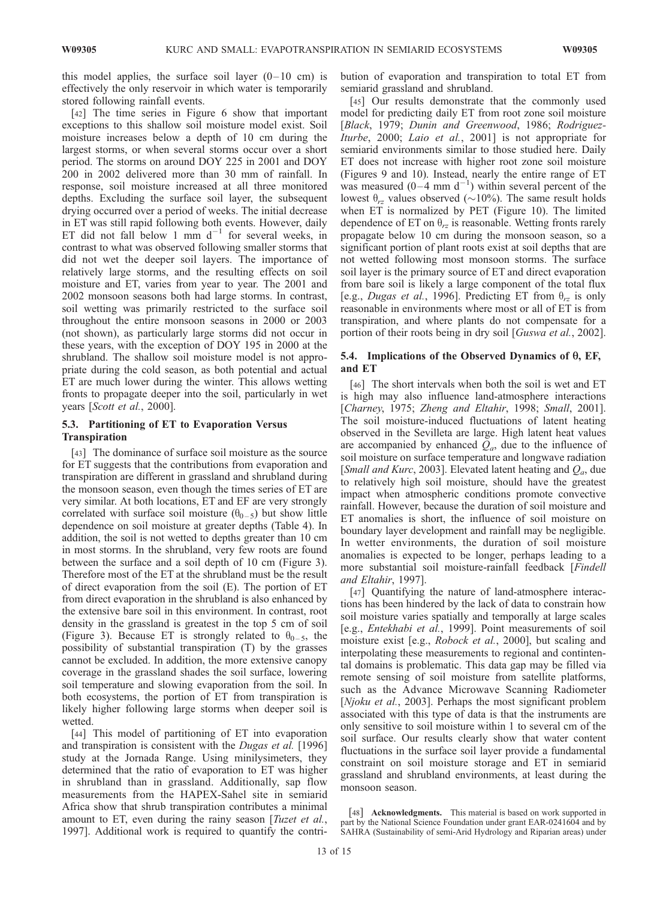this model applies, the surface soil layer (0–10 cm) is effectively the only reservoir in which water is temporarily stored following rainfall events.

[42] The time series in Figure 6 show that important exceptions to this shallow soil moisture model exist. Soil moisture increases below a depth of 10 cm during the largest storms, or when several storms occur over a short period. The storms on around DOY 225 in 2001 and DOY 200 in 2002 delivered more than 30 mm of rainfall. In response, soil moisture increased at all three monitored depths. Excluding the surface soil layer, the subsequent drying occurred over a period of weeks. The initial decrease in ET was still rapid following both events. However, daily ET did not fall below 1 mm $d^{-1}$ for several weeks, in contrast to what was observed following smaller storms that did not wet the deeper soil layers. The importance of relatively large storms, and the resulting effects on soil moisture and ET, varies from year to year. The 2001 and 2002 monsoon seasons both had large storms. In contrast, soil wetting was primarily restricted to the surface soil throughout the entire monsoon seasons in 2000 or 2003 (not shown), as particularly large storms did not occur in these years, with the exception of DOY 195 in 2000 at the shrubland. The shallow soil moisture model is not appropriate during the cold season, as both potential and actual ET are much lower during the winter. This allows wetting fronts to propagate deeper into the soil, particularly in wet years [*Scott et al.*, 2000].

### 5.3. Partitioning of ET to Evaporation Versus Transpiration

[43] The dominance of surface soil moisture as the source for ET suggests that the contributions from evaporation and transpiration are different in grassland and shrubland during the monsoon season, even though the times series of ET are very similar. At both locations, ET and EF are very strongly correlated with surface soil moisture ($\theta_{0-5}$) but show little dependence on soil moisture at greater depths (Table 4). In addition, the soil is not wetted to depths greater than 10 cm in most storms. In the shrubland, very few roots are found between the surface and a soil depth of 10 cm (Figure 3). Therefore most of the ET at the shrubland must be the result of direct evaporation from the soil (E). The portion of ET from direct evaporation in the shrubland is also enhanced by the extensive bare soil in this environment. In contrast, root density in the grassland is greatest in the top 5 cm of soil (Figure 3). Because ET is strongly related to $\theta_{0-5}$, the possibility of substantial transpiration (T) by the grasses cannot be excluded. In addition, the more extensive canopy coverage in the grassland shades the soil surface, lowering soil temperature and slowing evaporation from the soil. In both ecosystems, the portion of ET from transpiration is likely higher following large storms when deeper soil is wetted.

[44] This model of partitioning of ET into evaporation and transpiration is consistent with the *Dugas et al.* [1996] study at the Jornada Range. Using minilysimeters, they determined that the ratio of evaporation to ET was higher in shrubland than in grassland. Additionally, sap flow measurements from the HAPEX-Sahel site in semiarid Africa show that shrub transpiration contributes a minimal amount to ET, even during the rainy season [*Tuzet et al.*, 1997]. Additional work is required to quantify the contribution of evaporation and transpiration to total ET from semiarid grassland and shrubland.

[45] Our results demonstrate that the commonly used model for predicting daily ET from root zone soil moisture [*Black*, 1979; *Dunin and Greenwood*, 1986; *Rodriguez-Iturbe*, 2000; *Laio et al.*, 2001] is not appropriate for semiarid environments similar to those studied here. Daily ET does not increase with higher root zone soil moisture (Figures 9 and 10). Instead, nearly the entire range of ET was measured (0–4 mm $d^{-1}$) within several percent of the lowest $\theta_{rz}$ values observed (~10%). The same result holds when ET is normalized by PET (Figure 10). The limited dependence of ET on $\theta_{rz}$ is reasonable. Wetting fronts rarely propagate below 10 cm during the monsoon season, so a significant portion of plant roots exist at soil depths that are not wetted following most monsoon storms. The surface soil layer is the primary source of ET and direct evaporation from bare soil is likely a large component of the total flux [e.g., *Dugas et al.*, 1996]. Predicting ET from $\theta_{rz}$ is only reasonable in environments where most or all of ET is from transpiration, and where plants do not compensate for a portion of their roots being in dry soil [*Guswa et al.*, 2002].

### 5.4. Implications of the Observed Dynamics of θ, EF, and ET

[46] The short intervals when both the soil is wet and ET is high may also influence land-atmosphere interactions [*Charney*, 1975; *Zheng and Eltahir*, 1998; *Small*, 2001]. The soil moisture-induced fluctuations of latent heating observed in the Sevilleta are large. High latent heat values are accompanied by enhanced $Q_a$, due to the influence of soil moisture on surface temperature and longwave radiation [*Small and Kurc*, 2003]. Elevated latent heating and $Q_a$, due to relatively high soil moisture, should have the greatest impact when atmospheric conditions promote convective rainfall. However, because the duration of soil moisture and ET anomalies is short, the influence of soil moisture on boundary layer development and rainfall may be negligible. In wetter environments, the duration of soil moisture anomalies is expected to be longer, perhaps leading to a more substantial soil moisture-rainfall feedback [*Findell and Eltahir*, 1997].

[47] Quantifying the nature of land-atmosphere interactions has been hindered by the lack of data to constrain how soil moisture varies spatially and temporally at large scales [e.g., *Entekhabi et al.*, 1999]. Point measurements of soil moisture exist [e.g., *Robock et al.*, 2000], but scaling and interpolating these measurements to regional and contintental domains is problematic. This data gap may be filled via remote sensing of soil moisture from satellite platforms, such as the Advance Microwave Scanning Radiometer [*Njoku et al.*, 2003]. Perhaps the most significant problem associated with this type of data is that the instruments are only sensitive to soil moisture within 1 to several cm of the soil surface. Our results clearly show that water content fluctuations in the surface soil layer provide a fundamental constraint on soil moisture storage and ET in semiarid grassland and shrubland environments, at least during the monsoon season.

[48] **Acknowledgments.** This material is based on work supported in part by the National Science Foundation under grant EAR-0241604 and by SAHRA (Sustainability of semi-Arid Hydrology and Riparian areas) under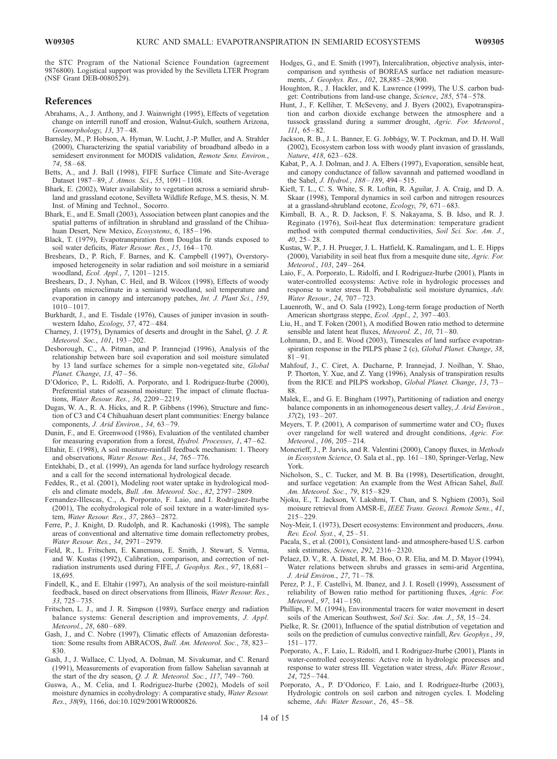the STC Program of the National Science Foundation (agreement 9876800). Logistical support was provided by the Sevilleta LTER Program (NSF Grant DEB-0080529).

## References

Abrahams, A., J. Anthony, and J. Wainwright (1995), Effects of vegetation change on interrill runoff and erosion, Walnut-Gulch, southern Arizona, *Geomorphology*, *13*, 37–48.

Barnsley, M., P. Hobson, A. Hyman, W. Lucht, J.-P. Muller, and A. Strahler (2000), Characterizing the spatial variability of broadband albedo in a semidesert environment for MODIS validation, *Remote Sens. Environ.*, *74*, 58–68.

Betts, A., and J. Ball (1998), FIFE Surface Climate and Site-Average Dataset 1987–89, *J. Atmos. Sci.*, *55*, 1091–1108.

Bhark, E. (2002), Water availability to vegetation across a semiarid shrubland and grassland ecotone, Sevilleta Wildlife Refuge, M.S. thesis, N. M. Inst. of Mining and Technol., Socorro.

Bhark, E., and E. Small (2003), Association between plant canopies and the spatial patterns of infiltration in shrubland and grassland of the Chihuahuan Desert, New Mexico, *Ecosystems*, *6*, 185–196.

Black, T. (1979), Evapotranspiration from Douglas fir stands exposed to soil water deficits, *Water Resour. Res.*, *15*, 164–170.

Breshears, D., P. Rich, F. Barnes, and K. Campbell (1997), Overstory-imposed heterogeneity in solar radiation and soil moisture in a semiarid woodland, *Ecol. Appl.*, *7*, 1201–1215.

Breshears, D., J. Nyhan, C. Heil, and B. Wilcox (1998), Effects of woody plants on microclimate in a semiarid woodland, soil temperature and evaporation in canopy and intercanopy patches, *Int. J. Plant Sci.*, *159*, 1010–1017.

Burkhardt, J., and E. Tisdale (1976), Causes of juniper invasion in southwestern Idaho, *Ecology*, *57*, 472–484.

Charney, J. (1975), Dynamics of deserts and drought in the Sahel, *Q. J. R. Meteorol. Soc.*, *101*, 193–202.

Desborough, C., A. Pitman, and P. Irannejad (1996), Analysis of the relationship between bare soil evaporation and soil moisture simulated by 13 land surface schemes for a simple non-vegetated site, *Global Planet. Change*, *13*, 47–56.

D'Odorico, P., L. Ridolfi, A. Porporato, and I. Rodriguez-Iturbe (2000), Preferential states of seasonal moisture: The impact of climate fluctuations, *Water Resour. Res.*, *36*, 2209–2219.

Dugas, W. A., R. A. Hicks, and R. P. Gibbens (1996), Structure and function of C3 and C4 Chihuahuan desert plant communities: Energy balance components, *J. Arid Environ.*, *34*, 63–79.

Dunin, F., and E. Greenwood (1986), Evaluation of the ventilated chamber for measuring evaporation from a forest, *Hydrol. Processes*, *1*, 47–62.

Eltahir, E. (1998), A soil moisture-rainfall feedback mechanism: 1. Theory and observations, *Water Resour. Res.*, *34*, 765–776.

Entekhabi, D., et al. (1999), An agenda for land surface hydrology research and a call for the second international hydrological decade.

Feddes, R., et al. (2001), Modeling root water uptake in hydrological models and climate models, *Bull. Am. Meteorol. Soc.*, *82*, 2797–2809.

Fernandez-Illescas, C., A. Porporato, F. Laio, and I. Rodriguez-Iturbe (2001), The ecohydrological role of soil texture in a water-limited system, *Water Resour. Res.*, *37*, 2863–2872.

Ferre, P., J. Knight, D. Rudolph, and R. Kachanoski (1998), The sample areas of conventional and alternative time domain reflectometry probes, *Water Resour. Res.*, *34*, 2971–2979.

Field, R., L. Fritschen, E. Kanemasu, E. Smith, J. Stewart, S. Verma, and W. Kustas (1992), Calibration, comparison, and correction of net-radiation instruments used during FIFE, *J. Geophys. Res.*, *97*, 18,681–18,695.

Findell, K., and E. Eltahir (1997), An analysis of the soil moisture-rainfall feedback, based on direct observations from Illinois, *Water Resour. Res.*, *33*, 725–735.

Fritschen, L. J., and J. R. Simpson (1989), Surface energy and radiation balance systems: General description and improvements, *J. Appl. Meteorol.*, *28*, 680–689.

Gash, J., and C. Nobre (1997), Climatic effects of Amazonian deforestation: Some results from ABRACOS, *Bull. Am. Meteorol. Soc.*, *78*, 823–830.

Gash, J., J. Wallace, C. Llyod, A. Dolman, M. Sivakumar, and C. Renard (1991), Measurements of evaporation from fallow Sahelian savannah at the start of the dry season, *Q. J. R. Meteorol. Soc.*, *117*, 749–760.

Guswa, A., M. Celia, and I. Rodriguez-Iturbe (2002), Models of soil moisture dynamics in ecohydrology: A comparative study, *Water Resour. Res.*, *38*(9), 1166, doi:10.1029/2001WR000826.

Hodges, G., and E. Smith (1997), Intercalibration, objective analysis, intercomparison and synthesis of BOREAS surface net radiation measurements, *J. Geophys. Res.*, *102*, 28,885–28,900.

Houghton, R., J. Hackler, and K. Lawrence (1999), The U.S. carbon budget: Contributions from land-use change, *Science*, *285*, 574–578.

Hunt, J., F. Kelliher, T. McSeveny, and J. Byers (2002), Evapotranspiration and carbon dioxide exchange between the atmosphere and a tussock grassland during a summer drought, *Agric. For. Meteorol.*, *111*, 65–82.

Jackson, R. B., J. L. Banner, E. G. Jobbágy, W. T. Pockman, and D. H. Wall (2002), Ecosystem carbon loss with woody plant invasion of grasslands, *Nature*, *418*, 623–628.

Kabat, P., A. J. Dolman, and J. A. Elbers (1997), Evaporation, sensible heat, and canopy conductance of fallow savannah and patterned woodland in the Sahel, *J. Hydrol.*, *188–189*, 494–515.

Kieft, T. L., C. S. White, S. R. Loftin, R. Aguilar, J. A. Craig, and D. A. Skaar (1998), Temporal dynamics in soil carbon and nitrogen resources at a grassland-shrubland ecotone, *Ecology*, *79*, 671–683.

Kimball, B. A., R. D. Jackson, F. S. Nakayama, S. B. Idso, and R. J. Reginato (1976), Soil-heat flux determination: temperature gradient method with computed thermal conductivities, *Soil Sci. Soc. Am. J.*, *40*, 25–28.

Kustas, W. P., J. H. Prueger, J. L. Hatfield, K. Ramalingam, and L. E. Hipps (2000), Variability in soil heat flux from a mesquite dune site, *Agric. For. Meteorol.*, *103*, 249–264.

Laio, F., A. Porporato, L. Ridolfi, and I. Rodriguez-Iturbe (2001), Plants in water-controlled ecosystems: Active role in hydrologic processes and response to water stress II. Probabalistic soil moisture dynamics, *Adv. Water Resour.*, *24*, 707–723.

Lauenroth, W., and O. Sala (1992), Long-term forage production of North American shortgrass steppe, *Ecol. Appl.*, *2*, 397–403.

Liu, H., and T. Foken (2001), A modified Bowen ratio method to determine sensible and latent heat fluxes, *Meteorol. Z.*, *10*, 71–80.

Lohmann, D., and E. Wood (2003), Timescales of land surface evapotranspiration response in the PILPS phase 2 (c), *Global Planet. Change*, *38*, 81–91.

Mahfouf, J., C. Ciret, A. Ducharne, P. Irannejad, J. Noilhan, Y. Shao, P. Thorton, Y. Xue, and Z. Yang (1996), Analysis of transpiration results from the RICE and PILPS workshop, *Global Planet. Change*, *13*, 73–88.

Malek, E., and G. E. Bingham (1997), Partitioning of radiation and energy balance components in an inhomogeneous desert valley, *J. Arid Environ.*, *37*(2), 193–207.

Meyers, T. P. (2001), A comparison of summertime water and $CO_2$ fluxes over rangeland for well watered and drought conditions, *Agric. For. Meteorol.*, *106*, 205–214.

Moncrieff, J., P. Jarvis, and R. Valentini (2000), Canopy fluxes, in *Methods in Ecosystem Science*, O. Sala et al., pp. 161–180, Springer-Verlag, New York.

Nicholson, S., C. Tucker, and M. B. Ba (1998), Desertification, drought, and surface vegetation: An example from the West African Sahel, *Bull. Am. Meteorol. Soc.*, *79*, 815–829.

Njoku, E., T. Jackson, V. Lakshmi, T. Chan, and S. Nghiem (2003), Soil moisure retrieval from AMSR-E, *IEEE Trans. Geosci. Remote Sens.*, *41*, 215–229.

Noy-Meir, I. (1973), Desert ecosystems: Environment and producers, *Annu. Rev. Ecol. Syst.*, *4*, 25–51.

Pacala, S., et al. (2001), Consistent land- and atmosphere-based U.S. carbon sink estimates, *Science*, *292*, 2316–2320.

Pelaez, D. V., R. A. Distel, R. M. Boo, O. R. Elia, and M. D. Mayor (1994), Water relations between shrubs and grasses in semi-arid Argentina, *J. Arid Environ.*, *27*, 71–78.

Perez, P. J., F. Castellvi, M. Ibanez, and J. I. Rosell (1999), Assessment of reliability of Bowen ratio method for partitioning fluxes, *Agric. For. Meteorol.*, *97*, 141–150.

Phillips, F. M. (1994), Environmental tracers for water movement in desert soils of the American Southwest, *Soil Sci. Soc. Am. J.*, *58*, 15–24.

Pielke, R. Sr. (2001), Influence of the spatial distribution of vegetation and soils on the prediction of cumulus convective rainfall, *Rev. Geophys.*, *39*, 151–177.

Porporato, A., F. Laio, L. Ridolfi, and I. Rodriguez-Iturbe (2001), Plants in water-controlled ecosystems: Active role in hydrologic processes and response to water stress III. Vegetation water stress, *Adv. Water Resour.*, *24*, 725–744.

Porporato, A., P. D'Odorico, F. Laio, and I. Rodriguez-Iturbe (2003), Hydrologic controls on soil carbon and nitrogen cycles. I. Modeling scheme, *Adv. Water Resour.*, *26*, 45–58.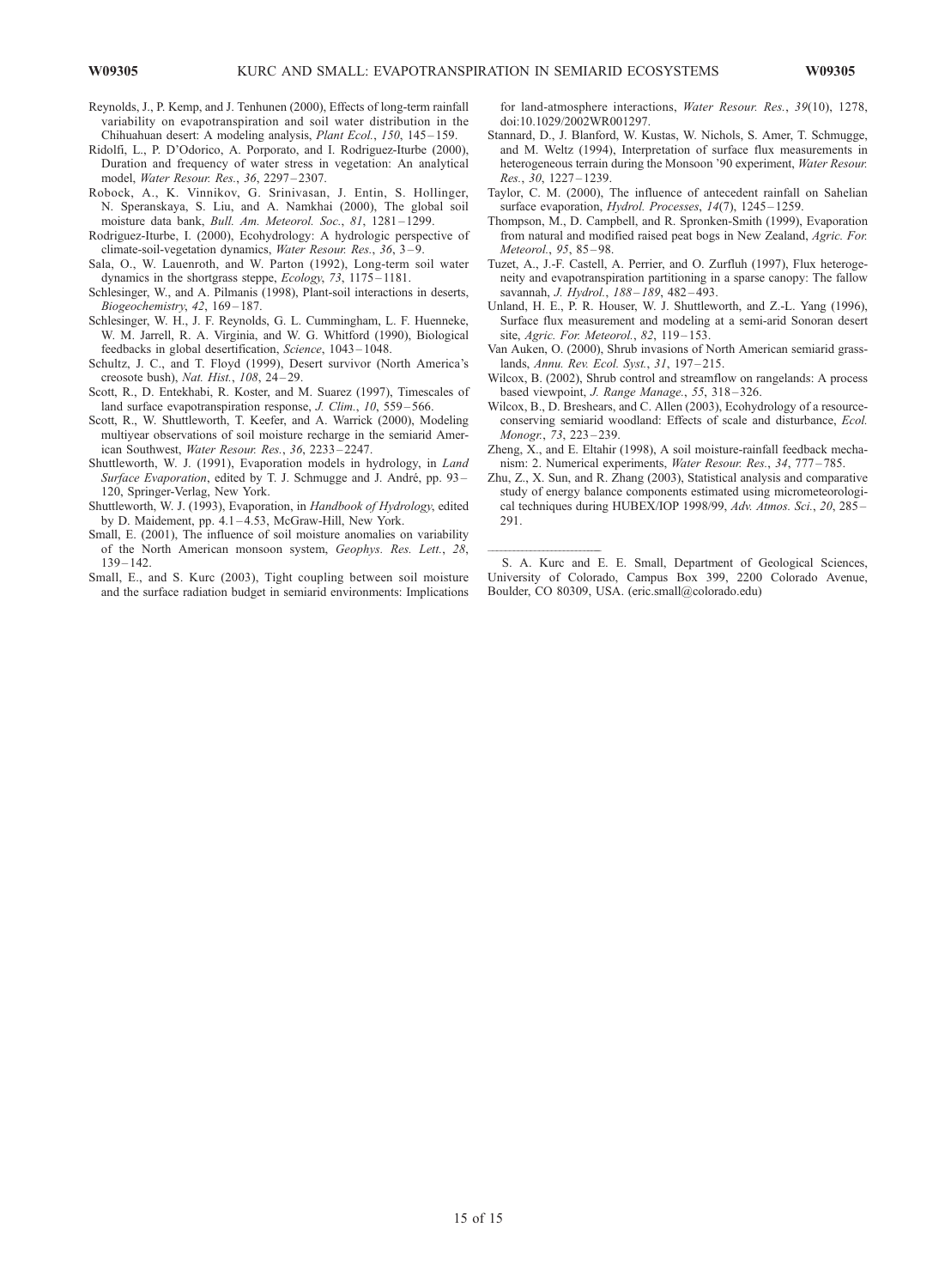Reynolds, J., P. Kemp, and J. Tenhunen (2000), Effects of long-term rainfall variability on evapotranspiration and soil water distribution in the Chihuahuan desert: A modeling analysis, *Plant Ecol.*, *150*, 145–159.

Ridolfi, L., P. D'Odorico, A. Porporato, and I. Rodriguez-Iturbe (2000), Duration and frequency of water stress in vegetation: An analytical model, *Water Resour. Res.*, *36*, 2297–2307.

Robock, A., K. Vinnikov, G. Srinivasan, J. Entin, S. Hollinger, N. Speranskaya, S. Liu, and A. Namkhai (2000), The global soil moisture data bank, *Bull. Am. Meteorol. Soc.*, *81*, 1281–1299.

Rodriguez-Iturbe, I. (2000), Ecohydrology: A hydrologic perspective of climate-soil-vegetation dynamics, *Water Resour. Res.*, *36*, 3–9.

Sala, O., W. Lauenroth, and W. Parton (1992), Long-term soil water dynamics in the shortgrass steppe, *Ecology*, *73*, 1175–1181.

Schlesinger, W., and A. Pilmanis (1998), Plant-soil interactions in deserts, *Biogeochemistry*, *42*, 169–187.

Schlesinger, W. H., J. F. Reynolds, G. L. Cummingham, L. F. Huenneke, W. M. Jarrell, R. A. Virginia, and W. G. Whitford (1990), Biological feedbacks in global desertification, *Science*, 1043–1048.

Schultz, J. C., and T. Floyd (1999), Desert survivor (North America's creosote bush), *Nat. Hist.*, *108*, 24–29.

Scott, R., D. Entekhabi, R. Koster, and M. Suarez (1997), Timescales of land surface evapotranspiration response, *J. Clim.*, *10*, 559–566.

Scott, R., W. Shuttleworth, T. Keefer, and A. Warrick (2000), Modeling multiyear observations of soil moisture recharge in the semiarid American Southwest, *Water Resour. Res.*, *36*, 2233–2247.

Shuttleworth, W. J. (1991), Evaporation models in hydrology, in *Land Surface Evaporation*, edited by T. J. Schmugge and J. André, pp. 93–120, Springer-Verlag, New York.

Shuttleworth, W. J. (1993), Evaporation, in *Handbook of Hydrology*, edited by D. Maidement, pp. 4.1–4.53, McGraw-Hill, New York.

Small, E. (2001), The influence of soil moisture anomalies on variability of the North American monsoon system, *Geophys. Res. Lett.*, *28*, 139–142.

Small, E., and S. Kurc (2003), Tight coupling between soil moisture and the surface radiation budget in semiarid environments: Implications for land-atmosphere interactions, *Water Resour. Res.*, *39*(10), 1278, doi:10.1029/2002WR001297.

Stannard, D., J. Blanford, W. Kustas, W. Nichols, S. Amer, T. Schmugge, and M. Weltz (1994), Interpretation of surface flux measurements in heterogeneous terrain during the Monsoon '90 experiment, *Water Resour. Res.*, *30*, 1227–1239.

Taylor, C. M. (2000), The influence of antecedent rainfall on Sahelian surface evaporation, *Hydrol. Processes*, *14*(7), 1245–1259.

Thompson, M., D. Campbell, and R. Spronken-Smith (1999), Evaporation from natural and modified raised peat bogs in New Zealand, *Agric. For. Meteorol.*, *95*, 85–98.

Tuzet, A., J.-F. Castell, A. Perrier, and O. Zurfluh (1997), Flux heterogeneity and evapotranspiration partitioning in a sparse canopy: The fallow savannah, *J. Hydrol.*, *188–189*, 482–493.

Unland, H. E., P. R. Houser, W. J. Shuttleworth, and Z.-L. Yang (1996), Surface flux measurement and modeling at a semi-arid Sonoran desert site, *Agric. For. Meteorol.*, *82*, 119–153.

Van Auken, O. (2000), Shrub invasions of North American semiarid grasslands, *Annu. Rev. Ecol. Syst.*, *31*, 197–215.

Wilcox, B. (2002), Shrub control and streamflow on rangelands: A process based viewpoint, *J. Range Manage.*, *55*, 318–326.

Wilcox, B., D. Breshears, and C. Allen (2003), Ecohydrology of a resource-conserving semiarid woodland: Effects of scale and disturbance, *Ecol. Monogr.*, *73*, 223–239.

Zheng, X., and E. Eltahir (1998), A soil moisture-rainfall feedback mechanism: 2. Numerical experiments, *Water Resour. Res.*, *34*, 777–785.

Zhu, Z., X. Sun, and R. Zhang (2003), Statistical analysis and comparative study of energy balance components estimated using micrometeorological techniques during HUBEX/IOP 1998/99, *Adv. Atmos. Sci.*, *20*, 285–291.

---

S. A. Kurc and E. E. Small, Department of Geological Sciences, University of Colorado, Campus Box 399, 2200 Colorado Avenue, Boulder, CO 80309, USA. (eric.small@colorado.edu)